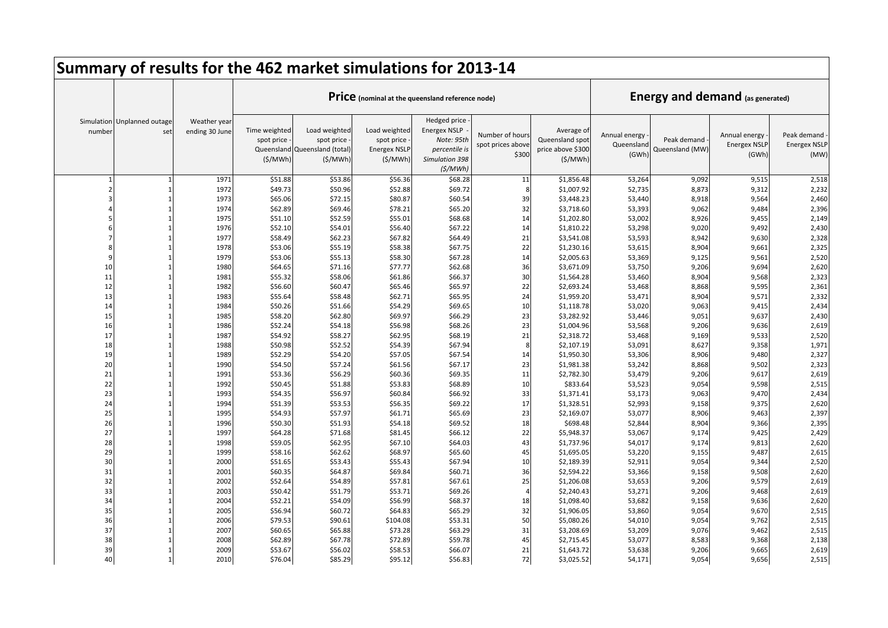# Summary of results for the 462 market simulations for 2013-14

| Simulation number | Unplanned outage set | Weather year ending 30 June | Price (nominal at the queensland reference node) | | | | | | Energy and demand (as generated) | | | |
|---|---|---|---|---|---|---|---|---|---|---|---|---|
| | | | Time weighted spot price - Queensland ($/MWh) | Load weighted spot price - Queensland (total) ($/MWh) | Load weighted spot price - Energex NSLP ($/MWh) | Hedged price - Energex NSLP - *Note: 95th percentile is Simulation 398 ($/MWh)* | Number of hours spot prices above $300 | Average of Queensland spot price above $300 ($/MWh) | Annual energy - Queensland (GWh) | Peak demand - Queensland (MW) | Annual energy - Energex NSLP (GWh) | Peak demand - Energex NSLP (MW) |
| 1 | 1 | 1971 | $51.88 | $53.86 | $56.36 | $68.28 | 11 | $1,856.48 | 53,264 | 9,092 | 9,515 | 2,518 |
| 2 | 1 | 1972 | $49.73 | $50.96 | $52.88 | $69.72 | 8 | $1,007.92 | 52,735 | 8,873 | 9,312 | 2,232 |
| 3 | 1 | 1973 | $65.06 | $72.15 | $80.87 | $60.54 | 39 | $3,448.23 | 53,440 | 8,918 | 9,564 | 2,460 |
| 4 | 1 | 1974 | $62.89 | $69.46 | $78.21 | $65.20 | 32 | $3,718.60 | 53,393 | 9,062 | 9,484 | 2,396 |
| 5 | 1 | 1975 | $51.10 | $52.59 | $55.01 | $68.68 | 14 | $1,202.80 | 53,002 | 8,926 | 9,455 | 2,149 |
| 6 | 1 | 1976 | $52.10 | $54.01 | $56.40 | $67.22 | 14 | $1,810.22 | 53,298 | 9,020 | 9,492 | 2,430 |
| 7 | 1 | 1977 | $58.49 | $62.23 | $67.82 | $64.49 | 21 | $3,541.08 | 53,593 | 8,942 | 9,630 | 2,328 |
| 8 | 1 | 1978 | $53.06 | $55.19 | $58.38 | $67.75 | 22 | $1,230.16 | 53,615 | 8,904 | 9,661 | 2,325 |
| 9 | 1 | 1979 | $53.06 | $55.13 | $58.30 | $67.28 | 14 | $2,005.63 | 53,369 | 9,125 | 9,561 | 2,520 |
| 10 | 1 | 1980 | $64.65 | $71.16 | $77.77 | $62.68 | 36 | $3,671.09 | 53,750 | 9,206 | 9,694 | 2,620 |
| 11 | 1 | 1981 | $55.32 | $58.06 | $61.86 | $66.37 | 30 | $1,564.28 | 53,460 | 8,904 | 9,568 | 2,323 |
| 12 | 1 | 1982 | $56.60 | $60.47 | $65.46 | $65.97 | 22 | $2,693.24 | 53,468 | 8,868 | 9,595 | 2,361 |
| 13 | 1 | 1983 | $55.64 | $58.48 | $62.71 | $65.95 | 24 | $1,959.20 | 53,471 | 8,904 | 9,571 | 2,332 |
| 14 | 1 | 1984 | $50.26 | $51.66 | $54.29 | $69.65 | 10 | $1,118.78 | 53,020 | 9,063 | 9,415 | 2,434 |
| 15 | 1 | 1985 | $58.20 | $62.80 | $69.97 | $66.29 | 23 | $3,282.92 | 53,446 | 9,051 | 9,637 | 2,430 |
| 16 | 1 | 1986 | $52.24 | $54.18 | $56.98 | $68.26 | 23 | $1,004.96 | 53,568 | 9,206 | 9,636 | 2,619 |
| 17 | 1 | 1987 | $54.92 | $58.27 | $62.95 | $68.19 | 21 | $2,318.72 | 53,468 | 9,169 | 9,533 | 2,520 |
| 18 | 1 | 1988 | $50.98 | $52.52 | $54.39 | $67.94 | 8 | $2,107.19 | 53,091 | 8,627 | 9,358 | 1,971 |
| 19 | 1 | 1989 | $52.29 | $54.20 | $57.05 | $67.54 | 14 | $1,950.30 | 53,306 | 8,906 | 9,480 | 2,327 |
| 20 | 1 | 1990 | $54.50 | $57.24 | $61.56 | $67.17 | 23 | $1,981.38 | 53,242 | 8,868 | 9,502 | 2,323 |
| 21 | 1 | 1991 | $53.36 | $56.29 | $60.36 | $69.35 | 11 | $2,782.30 | 53,479 | 9,206 | 9,617 | 2,619 |
| 22 | 1 | 1992 | $50.45 | $51.88 | $53.83 | $68.89 | 10 | $833.64 | 53,523 | 9,054 | 9,598 | 2,515 |
| 23 | 1 | 1993 | $54.35 | $56.97 | $60.84 | $66.92 | 33 | $1,371.41 | 53,173 | 9,063 | 9,470 | 2,434 |
| 24 | 1 | 1994 | $51.39 | $53.53 | $56.35 | $69.22 | 17 | $1,328.51 | 52,993 | 9,158 | 9,375 | 2,620 |
| 25 | 1 | 1995 | $54.93 | $57.97 | $61.71 | $65.69 | 23 | $2,169.07 | 53,077 | 8,906 | 9,463 | 2,397 |
| 26 | 1 | 1996 | $50.30 | $51.93 | $54.18 | $69.52 | 18 | $698.48 | 52,844 | 8,904 | 9,366 | 2,395 |
| 27 | 1 | 1997 | $64.28 | $71.68 | $81.45 | $66.12 | 22 | $5,948.37 | 53,067 | 9,174 | 9,425 | 2,429 |
| 28 | 1 | 1998 | $59.05 | $62.95 | $67.10 | $64.03 | 43 | $1,737.96 | 54,017 | 9,174 | 9,813 | 2,620 |
| 29 | 1 | 1999 | $58.16 | $62.62 | $68.97 | $65.60 | 45 | $1,695.05 | 53,220 | 9,155 | 9,487 | 2,615 |
| 30 | 1 | 2000 | $51.65 | $53.43 | $55.43 | $67.94 | 10 | $2,189.39 | 52,911 | 9,054 | 9,344 | 2,520 |
| 31 | 1 | 2001 | $60.35 | $64.87 | $69.84 | $60.71 | 36 | $2,594.22 | 53,366 | 9,158 | 9,508 | 2,620 |
| 32 | 1 | 2002 | $52.64 | $54.89 | $57.81 | $67.61 | 25 | $1,206.08 | 53,653 | 9,206 | 9,579 | 2,619 |
| 33 | 1 | 2003 | $50.42 | $51.79 | $53.71 | $69.26 | 4 | $2,240.43 | 53,271 | 9,206 | 9,468 | 2,619 |
| 34 | 1 | 2004 | $52.21 | $54.09 | $56.99 | $68.37 | 18 | $1,098.40 | 53,682 | 9,158 | 9,636 | 2,620 |
| 35 | 1 | 2005 | $56.94 | $60.72 | $64.83 | $65.29 | 32 | $1,906.05 | 53,860 | 9,054 | 9,670 | 2,515 |
| 36 | 1 | 2006 | $79.53 | $90.61 | $104.08 | $53.31 | 50 | $5,080.26 | 54,010 | 9,054 | 9,762 | 2,515 |
| 37 | 1 | 2007 | $60.65 | $65.88 | $73.28 | $63.29 | 31 | $3,208.69 | 53,209 | 9,076 | 9,462 | 2,515 |
| 38 | 1 | 2008 | $62.89 | $67.78 | $72.89 | $59.78 | 45 | $2,715.45 | 53,077 | 8,583 | 9,368 | 2,138 |
| 39 | 1 | 2009 | $53.67 | $56.02 | $58.53 | $66.07 | 21 | $1,643.72 | 53,638 | 9,206 | 9,665 | 2,619 |
| 40 | 1 | 2010 | $76.04 | $85.29 | $95.12 | $56.83 | 72 | $3,025.52 | 54,171 | 9,054 | 9,656 | 2,515 |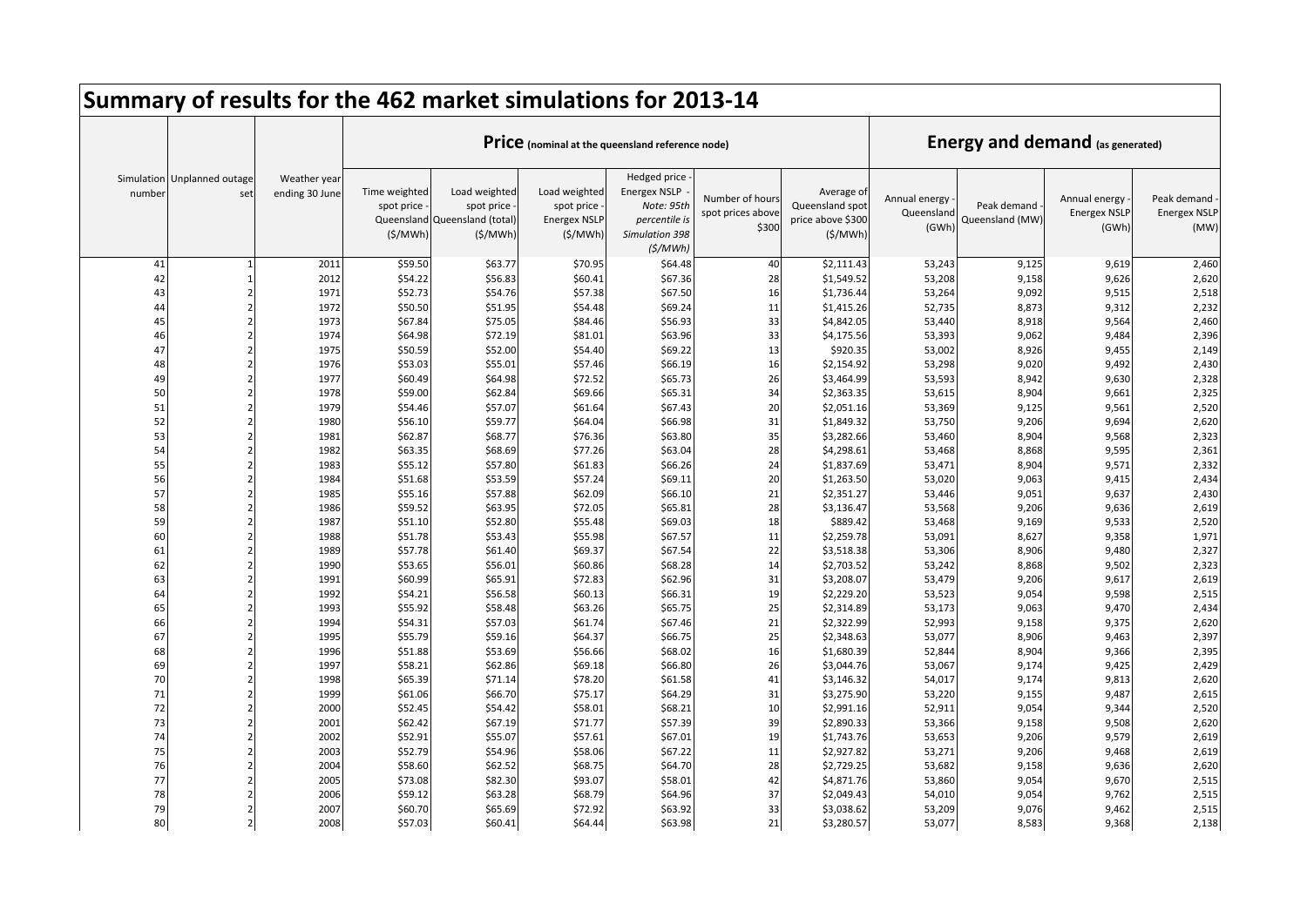# Summary of results for the 462 market simulations for 2013-14

| Simulation number | Unplanned outage set | Weather year ending 30 June | Price (nominal at the queensland reference node) | | | | | | Energy and demand (as generated) | | | |
|---|---|---|---|---|---|---|---|---|---|---|---|---|
| | | | Time weighted spot price - Queensland ($/MWh) | Load weighted spot price - Queensland (total) ($/MWh) | Load weighted spot price - Energex NSLP ($/MWh) | Hedged price - Energex NSLP - *Note: 95th percentile is Simulation 398 ($/MWh)* | Number of hours spot prices above $300 | Average of Queensland spot price above $300 ($/MWh) | Annual energy - Queensland (GWh) | Peak demand - Queensland (MW) | Annual energy - Energex NSLP (GWh) | Peak demand - Energex NSLP (MW) |
| 41 | 1 | 2011 | $59.50 | $63.77 | $70.95 | $64.48 | 40 | $2,111.43 | 53,243 | 9,125 | 9,619 | 2,460 |
| 42 | 1 | 2012 | $54.22 | $56.83 | $60.41 | $67.36 | 28 | $1,549.52 | 53,208 | 9,158 | 9,626 | 2,620 |
| 43 | 2 | 1971 | $52.73 | $54.76 | $57.38 | $67.50 | 16 | $1,736.44 | 53,264 | 9,092 | 9,515 | 2,518 |
| 44 | 2 | 1972 | $50.50 | $51.95 | $54.48 | $69.24 | 11 | $1,415.26 | 52,735 | 8,873 | 9,312 | 2,232 |
| 45 | 2 | 1973 | $67.84 | $75.05 | $84.46 | $56.93 | 33 | $4,842.05 | 53,440 | 8,918 | 9,564 | 2,460 |
| 46 | 2 | 1974 | $64.98 | $72.19 | $81.01 | $63.96 | 33 | $4,175.56 | 53,393 | 9,062 | 9,484 | 2,396 |
| 47 | 2 | 1975 | $50.59 | $52.00 | $54.40 | $69.22 | 13 | $920.35 | 53,002 | 8,926 | 9,455 | 2,149 |
| 48 | 2 | 1976 | $53.03 | $55.01 | $57.46 | $66.19 | 16 | $2,154.92 | 53,298 | 9,020 | 9,492 | 2,430 |
| 49 | 2 | 1977 | $60.49 | $64.98 | $72.52 | $65.73 | 26 | $3,464.99 | 53,593 | 8,942 | 9,630 | 2,328 |
| 50 | 2 | 1978 | $59.00 | $62.84 | $69.66 | $65.31 | 34 | $2,363.35 | 53,615 | 8,904 | 9,661 | 2,325 |
| 51 | 2 | 1979 | $54.46 | $57.07 | $61.64 | $67.43 | 20 | $2,051.16 | 53,369 | 9,125 | 9,561 | 2,520 |
| 52 | 2 | 1980 | $56.10 | $59.77 | $64.04 | $66.98 | 31 | $1,849.32 | 53,750 | 9,206 | 9,694 | 2,620 |
| 53 | 2 | 1981 | $62.87 | $68.77 | $76.36 | $63.80 | 35 | $3,282.66 | 53,460 | 8,904 | 9,568 | 2,323 |
| 54 | 2 | 1982 | $63.35 | $68.69 | $77.26 | $63.04 | 28 | $4,298.61 | 53,468 | 8,868 | 9,595 | 2,361 |
| 55 | 2 | 1983 | $55.12 | $57.80 | $61.83 | $66.26 | 24 | $1,837.69 | 53,471 | 8,904 | 9,571 | 2,332 |
| 56 | 2 | 1984 | $51.68 | $53.59 | $57.24 | $69.11 | 20 | $1,263.50 | 53,020 | 9,063 | 9,415 | 2,434 |
| 57 | 2 | 1985 | $55.16 | $57.88 | $62.09 | $66.10 | 21 | $2,351.27 | 53,446 | 9,051 | 9,637 | 2,430 |
| 58 | 2 | 1986 | $59.52 | $63.95 | $72.05 | $65.81 | 28 | $3,136.47 | 53,568 | 9,206 | 9,636 | 2,619 |
| 59 | 2 | 1987 | $51.10 | $52.80 | $55.48 | $69.03 | 18 | $889.42 | 53,468 | 9,169 | 9,533 | 2,520 |
| 60 | 2 | 1988 | $51.78 | $53.43 | $55.98 | $67.57 | 11 | $2,259.78 | 53,091 | 8,627 | 9,358 | 1,971 |
| 61 | 2 | 1989 | $57.78 | $61.40 | $69.37 | $67.54 | 22 | $3,518.38 | 53,306 | 8,906 | 9,480 | 2,327 |
| 62 | 2 | 1990 | $53.65 | $56.01 | $60.86 | $68.28 | 14 | $2,703.52 | 53,242 | 8,868 | 9,502 | 2,323 |
| 63 | 2 | 1991 | $60.99 | $65.91 | $72.83 | $62.96 | 31 | $3,208.07 | 53,479 | 9,206 | 9,617 | 2,619 |
| 64 | 2 | 1992 | $54.21 | $56.58 | $60.13 | $66.31 | 19 | $2,229.20 | 53,523 | 9,054 | 9,598 | 2,515 |
| 65 | 2 | 1993 | $55.92 | $58.48 | $63.26 | $65.75 | 25 | $2,314.89 | 53,173 | 9,063 | 9,470 | 2,434 |
| 66 | 2 | 1994 | $54.31 | $57.03 | $61.74 | $67.46 | 21 | $2,322.99 | 52,993 | 9,158 | 9,375 | 2,620 |
| 67 | 2 | 1995 | $55.79 | $59.16 | $64.37 | $66.75 | 25 | $2,348.63 | 53,077 | 8,906 | 9,463 | 2,397 |
| 68 | 2 | 1996 | $51.88 | $53.69 | $56.66 | $68.02 | 16 | $1,680.39 | 52,844 | 8,904 | 9,366 | 2,395 |
| 69 | 2 | 1997 | $58.21 | $62.86 | $69.18 | $66.80 | 26 | $3,044.76 | 53,067 | 9,174 | 9,425 | 2,429 |
| 70 | 2 | 1998 | $65.39 | $71.14 | $78.20 | $61.58 | 41 | $3,146.32 | 54,017 | 9,174 | 9,813 | 2,620 |
| 71 | 2 | 1999 | $61.06 | $66.70 | $75.17 | $64.29 | 31 | $3,275.90 | 53,220 | 9,155 | 9,487 | 2,615 |
| 72 | 2 | 2000 | $52.45 | $54.42 | $58.01 | $68.21 | 10 | $2,991.16 | 52,911 | 9,054 | 9,344 | 2,520 |
| 73 | 2 | 2001 | $62.42 | $67.19 | $71.77 | $57.39 | 39 | $2,890.33 | 53,366 | 9,158 | 9,508 | 2,620 |
| 74 | 2 | 2002 | $52.91 | $55.07 | $57.61 | $67.01 | 19 | $1,743.76 | 53,653 | 9,206 | 9,579 | 2,619 |
| 75 | 2 | 2003 | $52.79 | $54.96 | $58.06 | $67.22 | 11 | $2,927.82 | 53,271 | 9,206 | 9,468 | 2,619 |
| 76 | 2 | 2004 | $58.60 | $62.52 | $68.75 | $64.70 | 28 | $2,729.25 | 53,682 | 9,158 | 9,636 | 2,620 |
| 77 | 2 | 2005 | $73.08 | $82.30 | $93.07 | $58.01 | 42 | $4,871.76 | 53,860 | 9,054 | 9,670 | 2,515 |
| 78 | 2 | 2006 | $59.12 | $63.28 | $68.79 | $64.96 | 37 | $2,049.43 | 54,010 | 9,054 | 9,762 | 2,515 |
| 79 | 2 | 2007 | $60.70 | $65.69 | $72.92 | $63.92 | 33 | $3,038.62 | 53,209 | 9,076 | 9,462 | 2,515 |
| 80 | 2 | 2008 | $57.03 | $60.41 | $64.44 | $63.98 | 21 | $3,280.57 | 53,077 | 8,583 | 9,368 | 2,138 |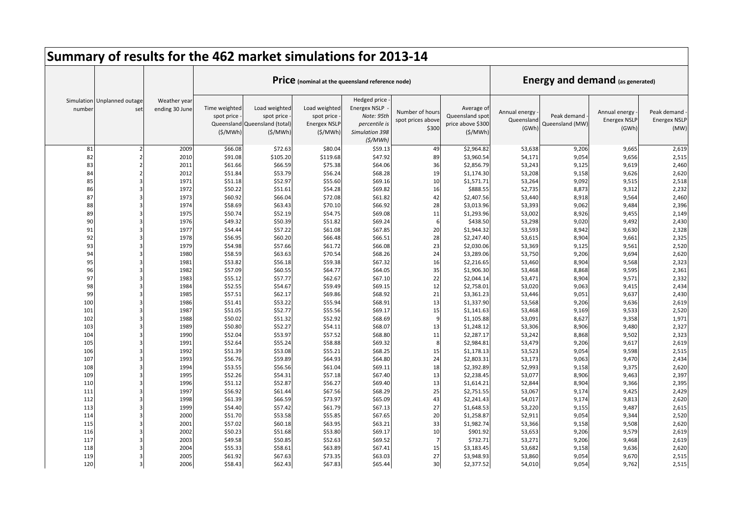# Summary of results for the 462 market simulations for 2013-14

| Simulation number | Unplanned outage set | Weather year ending 30 June | Price (nominal at the queensland reference node) | | | | | | Energy and demand (as generated) | | | |
|---|---|---|---|---|---|---|---|---|---|---|---|---|
| | | | Time weighted spot price - Queensland ($/MWh) | Load weighted spot price - Queensland (total) ($/MWh) | Load weighted spot price - Energex NSLP ($/MWh) | Hedged price - Energex NSLP - *Note: 95th percentile is Simulation 398 ($/MWh)* | Number of hours spot prices above $300 | Average of Queensland spot price above $300 ($/MWh) | Annual energy - Queensland (GWh) | Peak demand - Queensland (MW) | Annual energy - Energex NSLP (GWh) | Peak demand - Energex NSLP (MW) |
| 81 | 2 | 2009 | $66.08 | $72.63 | $80.04 | $59.13 | 49 | $2,964.82 | 53,638 | 9,206 | 9,665 | 2,619 |
| 82 | 2 | 2010 | $91.08 | $105.20 | $119.68 | $47.92 | 89 | $3,960.54 | 54,171 | 9,054 | 9,656 | 2,515 |
| 83 | 2 | 2011 | $61.66 | $66.59 | $75.38 | $64.06 | 36 | $2,856.79 | 53,243 | 9,125 | 9,619 | 2,460 |
| 84 | 2 | 2012 | $51.84 | $53.79 | $56.24 | $68.28 | 19 | $1,174.30 | 53,208 | 9,158 | 9,626 | 2,620 |
| 85 | 3 | 1971 | $51.18 | $52.97 | $55.60 | $69.16 | 10 | $1,571.71 | 53,264 | 9,092 | 9,515 | 2,518 |
| 86 | 3 | 1972 | $50.22 | $51.61 | $54.28 | $69.82 | 16 | $888.55 | 52,735 | 8,873 | 9,312 | 2,232 |
| 87 | 3 | 1973 | $60.92 | $66.04 | $72.08 | $61.82 | 42 | $2,407.56 | 53,440 | 8,918 | 9,564 | 2,460 |
| 88 | 3 | 1974 | $58.69 | $63.43 | $70.10 | $66.92 | 28 | $3,013.96 | 53,393 | 9,062 | 9,484 | 2,396 |
| 89 | 3 | 1975 | $50.74 | $52.19 | $54.75 | $69.08 | 11 | $1,293.96 | 53,002 | 8,926 | 9,455 | 2,149 |
| 90 | 3 | 1976 | $49.32 | $50.39 | $51.82 | $69.24 | 6 | $438.50 | 53,298 | 9,020 | 9,492 | 2,430 |
| 91 | 3 | 1977 | $54.44 | $57.22 | $61.08 | $67.85 | 20 | $1,944.32 | 53,593 | 8,942 | 9,630 | 2,328 |
| 92 | 3 | 1978 | $56.95 | $60.20 | $66.48 | $66.51 | 28 | $2,247.40 | 53,615 | 8,904 | 9,661 | 2,325 |
| 93 | 3 | 1979 | $54.98 | $57.66 | $61.72 | $66.08 | 23 | $2,030.06 | 53,369 | 9,125 | 9,561 | 2,520 |
| 94 | 3 | 1980 | $58.59 | $63.63 | $70.54 | $68.26 | 24 | $3,289.06 | 53,750 | 9,206 | 9,694 | 2,620 |
| 95 | 3 | 1981 | $53.82 | $56.18 | $59.38 | $67.32 | 16 | $2,216.65 | 53,460 | 8,904 | 9,568 | 2,323 |
| 96 | 3 | 1982 | $57.09 | $60.55 | $64.77 | $64.05 | 35 | $1,906.30 | 53,468 | 8,868 | 9,595 | 2,361 |
| 97 | 3 | 1983 | $55.12 | $57.77 | $62.67 | $67.10 | 22 | $2,044.14 | 53,471 | 8,904 | 9,571 | 2,332 |
| 98 | 3 | 1984 | $52.55 | $54.67 | $59.49 | $69.15 | 12 | $2,758.01 | 53,020 | 9,063 | 9,415 | 2,434 |
| 99 | 3 | 1985 | $57.51 | $62.17 | $69.86 | $68.92 | 21 | $3,361.23 | 53,446 | 9,051 | 9,637 | 2,430 |
| 100 | 3 | 1986 | $51.41 | $53.22 | $55.94 | $68.91 | 13 | $1,337.90 | 53,568 | 9,206 | 9,636 | 2,619 |
| 101 | 3 | 1987 | $51.05 | $52.77 | $55.56 | $69.17 | 15 | $1,141.63 | 53,468 | 9,169 | 9,533 | 2,520 |
| 102 | 3 | 1988 | $50.02 | $51.32 | $52.92 | $68.69 | 9 | $1,105.88 | 53,091 | 8,627 | 9,358 | 1,971 |
| 103 | 3 | 1989 | $50.80 | $52.27 | $54.11 | $68.07 | 13 | $1,248.12 | 53,306 | 8,906 | 9,480 | 2,327 |
| 104 | 3 | 1990 | $52.04 | $53.97 | $57.52 | $68.80 | 11 | $2,287.17 | 53,242 | 8,868 | 9,502 | 2,323 |
| 105 | 3 | 1991 | $52.64 | $55.24 | $58.88 | $69.32 | 8 | $2,984.81 | 53,479 | 9,206 | 9,617 | 2,619 |
| 106 | 3 | 1992 | $51.39 | $53.08 | $55.21 | $68.25 | 15 | $1,178.13 | 53,523 | 9,054 | 9,598 | 2,515 |
| 107 | 3 | 1993 | $56.76 | $59.89 | $64.93 | $64.80 | 24 | $2,803.31 | 53,173 | 9,063 | 9,470 | 2,434 |
| 108 | 3 | 1994 | $53.55 | $56.56 | $61.04 | $69.11 | 18 | $2,392.89 | 52,993 | 9,158 | 9,375 | 2,620 |
| 109 | 3 | 1995 | $52.26 | $54.31 | $57.18 | $67.40 | 13 | $2,238.45 | 53,077 | 8,906 | 9,463 | 2,397 |
| 110 | 3 | 1996 | $51.12 | $52.87 | $56.27 | $69.40 | 13 | $1,614.21 | 52,844 | 8,904 | 9,366 | 2,395 |
| 111 | 3 | 1997 | $56.92 | $61.44 | $67.56 | $68.29 | 25 | $2,751.55 | 53,067 | 9,174 | 9,425 | 2,429 |
| 112 | 3 | 1998 | $61.39 | $66.59 | $73.97 | $65.09 | 43 | $2,241.43 | 54,017 | 9,174 | 9,813 | 2,620 |
| 113 | 3 | 1999 | $54.40 | $57.42 | $61.79 | $67.13 | 27 | $1,648.53 | 53,220 | 9,155 | 9,487 | 2,615 |
| 114 | 3 | 2000 | $51.70 | $53.58 | $55.85 | $67.65 | 20 | $1,258.87 | 52,911 | 9,054 | 9,344 | 2,520 |
| 115 | 3 | 2001 | $57.02 | $60.18 | $63.95 | $63.21 | 33 | $1,982.74 | 53,366 | 9,158 | 9,508 | 2,620 |
| 116 | 3 | 2002 | $50.23 | $51.68 | $53.80 | $69.17 | 10 | $901.92 | 53,653 | 9,206 | 9,579 | 2,619 |
| 117 | 3 | 2003 | $49.58 | $50.85 | $52.63 | $69.52 | 7 | $732.71 | 53,271 | 9,206 | 9,468 | 2,619 |
| 118 | 3 | 2004 | $55.33 | $58.61 | $63.89 | $67.41 | 15 | $3,183.45 | 53,682 | 9,158 | 9,636 | 2,620 |
| 119 | 3 | 2005 | $61.92 | $67.63 | $73.35 | $63.03 | 27 | $3,948.93 | 53,860 | 9,054 | 9,670 | 2,515 |
| 120 | 3 | 2006 | $58.43 | $62.43 | $67.83 | $65.44 | 30 | $2,377.52 | 54,010 | 9,054 | 9,762 | 2,515 |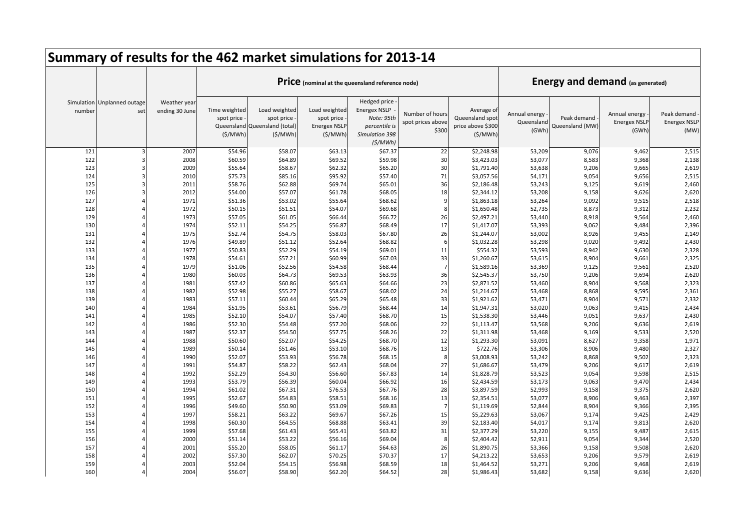# Summary of results for the 462 market simulations for 2013-14

| | | | Price (nominal at the queensland reference node) | | | | | | Energy and demand (as generated) | | | |
|---|---|---|---|---|---|---|---|---|---|---|---|---|
| Simulation number | Unplanned outage set | Weather year ending 30 June | Time weighted spot price - Queensland ($/MWh) | Load weighted spot price - Queensland (total) ($/MWh) | Load weighted spot price - Energex NSLP ($/MWh) | Hedged price - Energex NSLP - *Note: 95th percentile is Simulation 398 ($/MWh)* | Number of hours spot prices above $300 | Average of Queensland spot price above $300 ($/MWh) | Annual energy - Queensland (GWh) | Peak demand - Queensland (MW) | Annual energy - Energex NSLP (GWh) | Peak demand - Energex NSLP (MW) |
| 121 | 3 | 2007 | $54.96 | $58.07 | $63.13 | $67.37 | 22 | $2,248.98 | 53,209 | 9,076 | 9,462 | 2,515 |
| 122 | 3 | 2008 | $60.59 | $64.89 | $69.52 | $59.98 | 30 | $3,423.03 | 53,077 | 8,583 | 9,368 | 2,138 |
| 123 | 3 | 2009 | $55.64 | $58.67 | $62.32 | $65.20 | 30 | $1,791.40 | 53,638 | 9,206 | 9,665 | 2,619 |
| 124 | 3 | 2010 | $75.73 | $85.16 | $95.92 | $57.40 | 71 | $3,057.56 | 54,171 | 9,054 | 9,656 | 2,515 |
| 125 | 3 | 2011 | $58.76 | $62.88 | $69.74 | $65.01 | 36 | $2,186.48 | 53,243 | 9,125 | 9,619 | 2,460 |
| 126 | 3 | 2012 | $54.00 | $57.07 | $61.78 | $68.05 | 18 | $2,344.12 | 53,208 | 9,158 | 9,626 | 2,620 |
| 127 | 4 | 1971 | $51.36 | $53.02 | $55.64 | $68.62 | 9 | $1,863.18 | 53,264 | 9,092 | 9,515 | 2,518 |
| 128 | 4 | 1972 | $50.15 | $51.51 | $54.07 | $69.68 | 8 | $1,650.48 | 52,735 | 8,873 | 9,312 | 2,232 |
| 129 | 4 | 1973 | $57.05 | $61.05 | $66.44 | $66.72 | 26 | $2,497.21 | 53,440 | 8,918 | 9,564 | 2,460 |
| 130 | 4 | 1974 | $52.11 | $54.25 | $56.87 | $68.49 | 17 | $1,417.07 | 53,393 | 9,062 | 9,484 | 2,396 |
| 131 | 4 | 1975 | $52.74 | $54.75 | $58.03 | $67.80 | 26 | $1,244.07 | 53,002 | 8,926 | 9,455 | 2,149 |
| 132 | 4 | 1976 | $49.89 | $51.12 | $52.64 | $68.82 | 6 | $1,032.28 | 53,298 | 9,020 | 9,492 | 2,430 |
| 133 | 4 | 1977 | $50.83 | $52.29 | $54.19 | $69.01 | 11 | $554.32 | 53,593 | 8,942 | 9,630 | 2,328 |
| 134 | 4 | 1978 | $54.61 | $57.21 | $60.99 | $67.03 | 33 | $1,260.67 | 53,615 | 8,904 | 9,661 | 2,325 |
| 135 | 4 | 1979 | $51.06 | $52.56 | $54.58 | $68.44 | 7 | $1,589.16 | 53,369 | 9,125 | 9,561 | 2,520 |
| 136 | 4 | 1980 | $60.03 | $64.73 | $69.53 | $63.93 | 36 | $2,545.37 | 53,750 | 9,206 | 9,694 | 2,620 |
| 137 | 4 | 1981 | $57.42 | $60.86 | $65.63 | $64.66 | 23 | $2,871.52 | 53,460 | 8,904 | 9,568 | 2,323 |
| 138 | 4 | 1982 | $52.98 | $55.27 | $58.67 | $68.02 | 24 | $1,214.67 | 53,468 | 8,868 | 9,595 | 2,361 |
| 139 | 4 | 1983 | $57.11 | $60.44 | $65.29 | $65.48 | 33 | $1,921.62 | 53,471 | 8,904 | 9,571 | 2,332 |
| 140 | 4 | 1984 | $51.95 | $53.61 | $56.79 | $68.44 | 14 | $1,947.31 | 53,020 | 9,063 | 9,415 | 2,434 |
| 141 | 4 | 1985 | $52.10 | $54.07 | $57.40 | $68.70 | 15 | $1,538.30 | 53,446 | 9,051 | 9,637 | 2,430 |
| 142 | 4 | 1986 | $52.30 | $54.48 | $57.20 | $68.06 | 22 | $1,113.47 | 53,568 | 9,206 | 9,636 | 2,619 |
| 143 | 4 | 1987 | $52.37 | $54.50 | $57.75 | $68.26 | 22 | $1,311.98 | 53,468 | 9,169 | 9,533 | 2,520 |
| 144 | 4 | 1988 | $50.60 | $52.07 | $54.25 | $68.70 | 12 | $1,293.30 | 53,091 | 8,627 | 9,358 | 1,971 |
| 145 | 4 | 1989 | $50.14 | $51.46 | $53.10 | $68.76 | 13 | $722.76 | 53,306 | 8,906 | 9,480 | 2,327 |
| 146 | 4 | 1990 | $52.07 | $53.93 | $56.78 | $68.15 | 8 | $3,008.93 | 53,242 | 8,868 | 9,502 | 2,323 |
| 147 | 4 | 1991 | $54.87 | $58.22 | $62.43 | $68.04 | 27 | $1,686.67 | 53,479 | 9,206 | 9,617 | 2,619 |
| 148 | 4 | 1992 | $52.29 | $54.30 | $56.60 | $67.83 | 14 | $1,828.79 | 53,523 | 9,054 | 9,598 | 2,515 |
| 149 | 4 | 1993 | $53.79 | $56.39 | $60.04 | $66.92 | 16 | $2,434.59 | 53,173 | 9,063 | 9,470 | 2,434 |
| 150 | 4 | 1994 | $61.02 | $67.31 | $76.53 | $67.76 | 28 | $3,897.59 | 52,993 | 9,158 | 9,375 | 2,620 |
| 151 | 4 | 1995 | $52.67 | $54.83 | $58.51 | $68.16 | 13 | $2,354.51 | 53,077 | 8,906 | 9,463 | 2,397 |
| 152 | 4 | 1996 | $49.60 | $50.90 | $53.09 | $69.83 | 7 | $1,119.69 | 52,844 | 8,904 | 9,366 | 2,395 |
| 153 | 4 | 1997 | $58.21 | $63.22 | $69.67 | $67.26 | 15 | $5,229.63 | 53,067 | 9,174 | 9,425 | 2,429 |
| 154 | 4 | 1998 | $60.30 | $64.55 | $68.88 | $63.41 | 39 | $2,183.40 | 54,017 | 9,174 | 9,813 | 2,620 |
| 155 | 4 | 1999 | $57.68 | $61.43 | $65.41 | $63.82 | 31 | $2,377.29 | 53,220 | 9,155 | 9,487 | 2,615 |
| 156 | 4 | 2000 | $51.14 | $53.22 | $56.16 | $69.04 | 8 | $2,404.42 | 52,911 | 9,054 | 9,344 | 2,520 |
| 157 | 4 | 2001 | $55.20 | $58.05 | $61.17 | $64.63 | 26 | $1,890.75 | 53,366 | 9,158 | 9,508 | 2,620 |
| 158 | 4 | 2002 | $57.30 | $62.07 | $70.25 | $70.37 | 17 | $4,213.22 | 53,653 | 9,206 | 9,579 | 2,619 |
| 159 | 4 | 2003 | $52.04 | $54.15 | $56.98 | $68.59 | 18 | $1,464.52 | 53,271 | 9,206 | 9,468 | 2,619 |
| 160 | 4 | 2004 | $56.07 | $58.90 | $62.20 | $64.52 | 28 | $1,986.43 | 53,682 | 9,158 | 9,636 | 2,620 |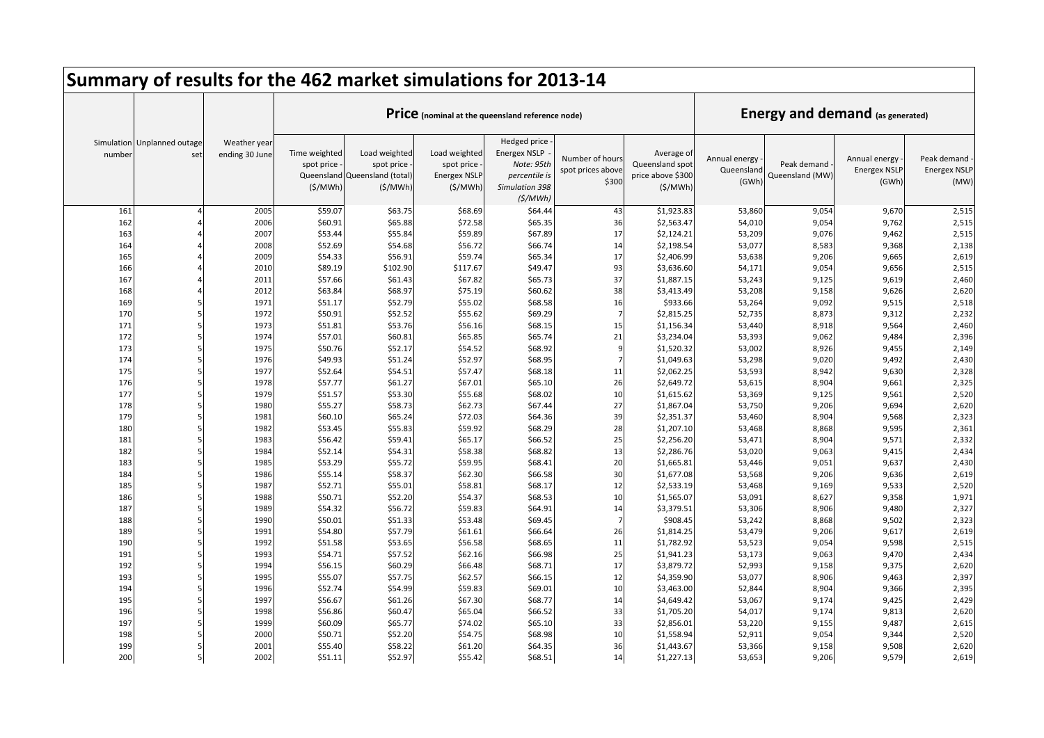# Summary of results for the 462 market simulations for 2013-14

| Simulation number | Unplanned outage set | Weather year ending 30 June | Price (nominal at the queensland reference node) | | | | | | Energy and demand (as generated) | | | |
|---|---|---|---|---|---|---|---|---|---|---|---|---|
| | | | Time weighted spot price - Queensland ($/MWh) | Load weighted spot price - Queensland (total) ($/MWh) | Load weighted spot price - Energex NSLP ($/MWh) | Hedged price - Energex NSLP - *Note: 95th percentile is Simulation 398 ($/MWh)* | Number of hours spot prices above $300 | Average of Queensland spot price above $300 ($/MWh) | Annual energy - Queensland (GWh) | Peak demand - Queensland (MW) | Annual energy - Energex NSLP (GWh) | Peak demand - Energex NSLP (MW) |
| 161 | 4 | 2005 | $59.07 | $63.75 | $68.69 | $64.44 | 43 | $1,923.83 | 53,860 | 9,054 | 9,670 | 2,515 |
| 162 | 4 | 2006 | $60.91 | $65.88 | $72.58 | $65.35 | 36 | $2,563.47 | 54,010 | 9,054 | 9,762 | 2,515 |
| 163 | 4 | 2007 | $53.44 | $55.84 | $59.89 | $67.89 | 17 | $2,124.21 | 53,209 | 9,076 | 9,462 | 2,515 |
| 164 | 4 | 2008 | $52.69 | $54.68 | $56.72 | $66.74 | 14 | $2,198.54 | 53,077 | 8,583 | 9,368 | 2,138 |
| 165 | 4 | 2009 | $54.33 | $56.91 | $59.74 | $65.34 | 17 | $2,406.99 | 53,638 | 9,206 | 9,665 | 2,619 |
| 166 | 4 | 2010 | $89.19 | $102.90 | $117.67 | $49.47 | 93 | $3,636.60 | 54,171 | 9,054 | 9,656 | 2,515 |
| 167 | 4 | 2011 | $57.66 | $61.43 | $67.82 | $65.73 | 37 | $1,887.15 | 53,243 | 9,125 | 9,619 | 2,460 |
| 168 | 4 | 2012 | $63.84 | $68.97 | $75.19 | $60.62 | 38 | $3,413.49 | 53,208 | 9,158 | 9,626 | 2,620 |
| 169 | 5 | 1971 | $51.17 | $52.79 | $55.02 | $68.58 | 16 | $933.66 | 53,264 | 9,092 | 9,515 | 2,518 |
| 170 | 5 | 1972 | $50.91 | $52.52 | $55.62 | $69.29 | 7 | $2,815.25 | 52,735 | 8,873 | 9,312 | 2,232 |
| 171 | 5 | 1973 | $51.81 | $53.76 | $56.16 | $68.15 | 15 | $1,156.34 | 53,440 | 8,918 | 9,564 | 2,460 |
| 172 | 5 | 1974 | $57.01 | $60.81 | $65.85 | $65.74 | 21 | $3,234.04 | 53,393 | 9,062 | 9,484 | 2,396 |
| 173 | 5 | 1975 | $50.76 | $52.17 | $54.52 | $68.92 | 9 | $1,520.32 | 53,002 | 8,926 | 9,455 | 2,149 |
| 174 | 5 | 1976 | $49.93 | $51.24 | $52.97 | $68.95 | 7 | $1,049.63 | 53,298 | 9,020 | 9,492 | 2,430 |
| 175 | 5 | 1977 | $52.64 | $54.51 | $57.47 | $68.18 | 11 | $2,062.25 | 53,593 | 8,942 | 9,630 | 2,328 |
| 176 | 5 | 1978 | $57.77 | $61.27 | $67.01 | $65.10 | 26 | $2,649.72 | 53,615 | 8,904 | 9,661 | 2,325 |
| 177 | 5 | 1979 | $51.57 | $53.30 | $55.68 | $68.02 | 10 | $1,615.62 | 53,369 | 9,125 | 9,561 | 2,520 |
| 178 | 5 | 1980 | $55.27 | $58.73 | $62.73 | $67.44 | 27 | $1,867.04 | 53,750 | 9,206 | 9,694 | 2,620 |
| 179 | 5 | 1981 | $60.10 | $65.24 | $72.03 | $64.36 | 39 | $2,351.37 | 53,460 | 8,904 | 9,568 | 2,323 |
| 180 | 5 | 1982 | $53.45 | $55.83 | $59.92 | $68.29 | 28 | $1,207.10 | 53,468 | 8,868 | 9,595 | 2,361 |
| 181 | 5 | 1983 | $56.42 | $59.41 | $65.17 | $66.52 | 25 | $2,256.20 | 53,471 | 8,904 | 9,571 | 2,332 |
| 182 | 5 | 1984 | $52.14 | $54.31 | $58.38 | $68.82 | 13 | $2,286.76 | 53,020 | 9,063 | 9,415 | 2,434 |
| 183 | 5 | 1985 | $53.29 | $55.72 | $59.95 | $68.41 | 20 | $1,665.81 | 53,446 | 9,051 | 9,637 | 2,430 |
| 184 | 5 | 1986 | $55.14 | $58.37 | $62.30 | $66.58 | 30 | $1,677.08 | 53,568 | 9,206 | 9,636 | 2,619 |
| 185 | 5 | 1987 | $52.71 | $55.01 | $58.81 | $68.17 | 12 | $2,533.19 | 53,468 | 9,169 | 9,533 | 2,520 |
| 186 | 5 | 1988 | $50.71 | $52.20 | $54.37 | $68.53 | 10 | $1,565.07 | 53,091 | 8,627 | 9,358 | 1,971 |
| 187 | 5 | 1989 | $54.32 | $56.72 | $59.83 | $64.91 | 14 | $3,379.51 | 53,306 | 8,906 | 9,480 | 2,327 |
| 188 | 5 | 1990 | $50.01 | $51.33 | $53.48 | $69.45 | 7 | $908.45 | 53,242 | 8,868 | 9,502 | 2,323 |
| 189 | 5 | 1991 | $54.80 | $57.79 | $61.61 | $66.64 | 26 | $1,814.25 | 53,479 | 9,206 | 9,617 | 2,619 |
| 190 | 5 | 1992 | $51.58 | $53.65 | $56.58 | $68.65 | 11 | $1,782.92 | 53,523 | 9,054 | 9,598 | 2,515 |
| 191 | 5 | 1993 | $54.71 | $57.52 | $62.16 | $66.98 | 25 | $1,941.23 | 53,173 | 9,063 | 9,470 | 2,434 |
| 192 | 5 | 1994 | $56.15 | $60.29 | $66.48 | $68.71 | 17 | $3,879.72 | 52,993 | 9,158 | 9,375 | 2,620 |
| 193 | 5 | 1995 | $55.07 | $57.75 | $62.57 | $66.15 | 12 | $4,359.90 | 53,077 | 8,906 | 9,463 | 2,397 |
| 194 | 5 | 1996 | $52.74 | $54.99 | $59.83 | $69.01 | 10 | $3,463.00 | 52,844 | 8,904 | 9,366 | 2,395 |
| 195 | 5 | 1997 | $56.67 | $61.26 | $67.30 | $68.77 | 14 | $4,649.42 | 53,067 | 9,174 | 9,425 | 2,429 |
| 196 | 5 | 1998 | $56.86 | $60.47 | $65.04 | $66.52 | 33 | $1,705.20 | 54,017 | 9,174 | 9,813 | 2,620 |
| 197 | 5 | 1999 | $60.09 | $65.77 | $74.02 | $65.10 | 33 | $2,856.01 | 53,220 | 9,155 | 9,487 | 2,615 |
| 198 | 5 | 2000 | $50.71 | $52.20 | $54.75 | $68.98 | 10 | $1,558.94 | 52,911 | 9,054 | 9,344 | 2,520 |
| 199 | 5 | 2001 | $55.40 | $58.22 | $61.20 | $64.35 | 36 | $1,443.67 | 53,366 | 9,158 | 9,508 | 2,620 |
| 200 | 5 | 2002 | $51.11 | $52.97 | $55.42 | $68.51 | 14 | $1,227.13 | 53,653 | 9,206 | 9,579 | 2,619 |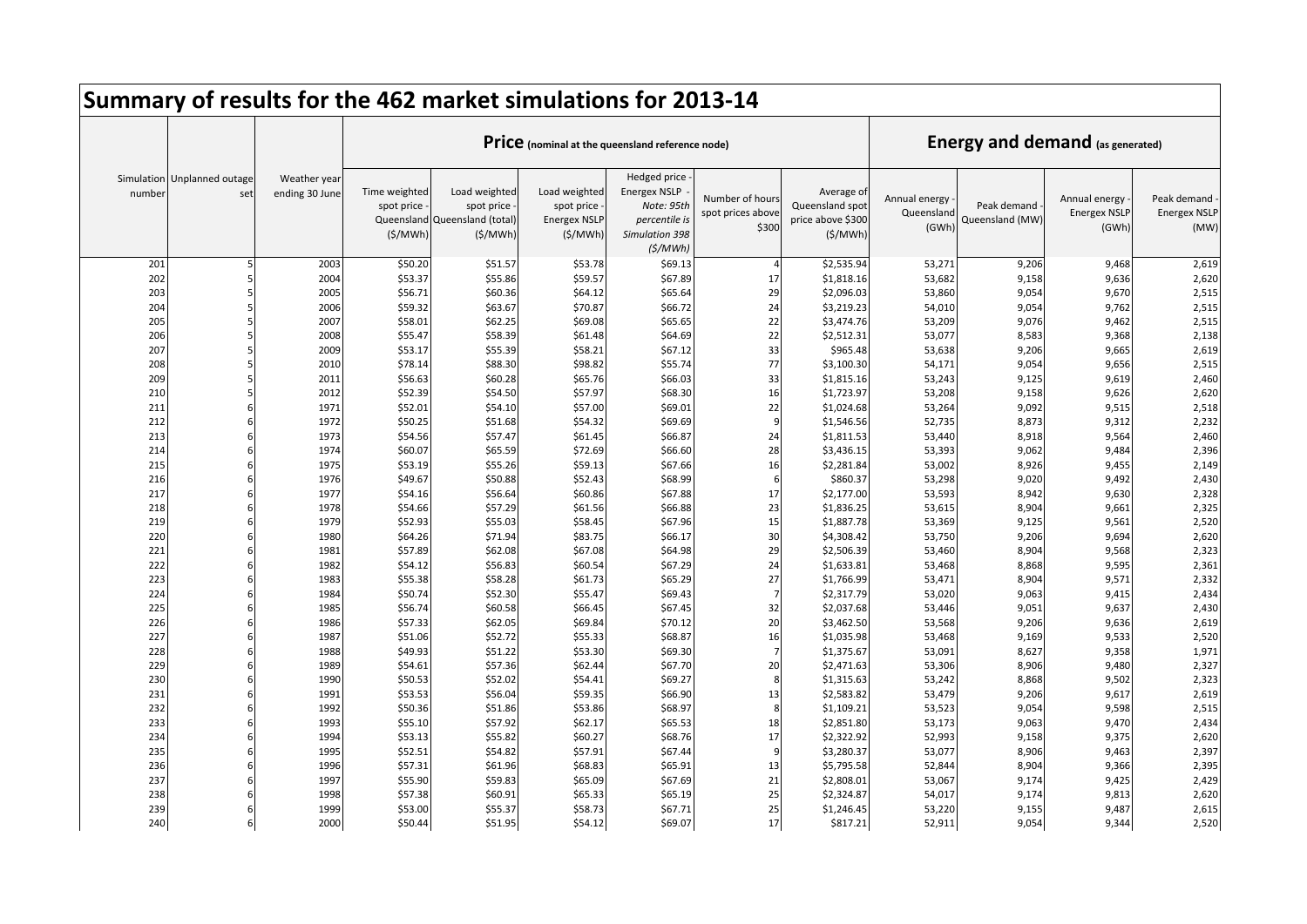# Summary of results for the 462 market simulations for 2013-14

| Simulation number | Unplanned outage set | Weather year ending 30 June | Price (nominal at the queensland reference node) | | | | | | Energy and demand (as generated) | | | |
|---|---|---|---|---|---|---|---|---|---|---|---|---|
| | | | Time weighted spot price - Queensland ($/MWh) | Load weighted spot price - Queensland (total) ($/MWh) | Load weighted spot price - Energex NSLP ($/MWh) | Hedged price - Energex NSLP - *Note: 95th percentile is Simulation 398* *($/MWh)* | Number of hours spot prices above $300 | Average of Queensland spot price above $300 ($/MWh) | Annual energy - Queensland (GWh) | Peak demand - Queensland (MW) | Annual energy - Energex NSLP (GWh) | Peak demand - Energex NSLP (MW) |
| 201 | 5 | 2003 | $50.20 | $51.57 | $53.78 | $69.13 | 4 | $2,535.94 | 53,271 | 9,206 | 9,468 | 2,619 |
| 202 | 5 | 2004 | $53.37 | $55.86 | $59.57 | $67.89 | 17 | $1,818.16 | 53,682 | 9,158 | 9,636 | 2,620 |
| 203 | 5 | 2005 | $56.71 | $60.36 | $64.12 | $65.64 | 29 | $2,096.03 | 53,860 | 9,054 | 9,670 | 2,515 |
| 204 | 5 | 2006 | $59.32 | $63.67 | $70.87 | $66.72 | 24 | $3,219.23 | 54,010 | 9,054 | 9,762 | 2,515 |
| 205 | 5 | 2007 | $58.01 | $62.25 | $69.08 | $65.65 | 22 | $3,474.76 | 53,209 | 9,076 | 9,462 | 2,515 |
| 206 | 5 | 2008 | $55.47 | $58.39 | $61.48 | $64.69 | 22 | $2,512.31 | 53,077 | 8,583 | 9,368 | 2,138 |
| 207 | 5 | 2009 | $53.17 | $55.39 | $58.21 | $67.12 | 33 | $965.48 | 53,638 | 9,206 | 9,665 | 2,619 |
| 208 | 5 | 2010 | $78.14 | $88.30 | $98.82 | $55.74 | 77 | $3,100.30 | 54,171 | 9,054 | 9,656 | 2,515 |
| 209 | 5 | 2011 | $56.63 | $60.28 | $65.76 | $66.03 | 33 | $1,815.16 | 53,243 | 9,125 | 9,619 | 2,460 |
| 210 | 5 | 2012 | $52.39 | $54.50 | $57.97 | $68.30 | 16 | $1,723.97 | 53,208 | 9,158 | 9,626 | 2,620 |
| 211 | 6 | 1971 | $52.01 | $54.10 | $57.00 | $69.01 | 22 | $1,024.68 | 53,264 | 9,092 | 9,515 | 2,518 |
| 212 | 6 | 1972 | $50.25 | $51.68 | $54.32 | $69.69 | 9 | $1,546.56 | 52,735 | 8,873 | 9,312 | 2,232 |
| 213 | 6 | 1973 | $54.56 | $57.47 | $61.45 | $66.87 | 24 | $1,811.53 | 53,440 | 8,918 | 9,564 | 2,460 |
| 214 | 6 | 1974 | $60.07 | $65.59 | $72.69 | $66.60 | 28 | $3,436.15 | 53,393 | 9,062 | 9,484 | 2,396 |
| 215 | 6 | 1975 | $53.19 | $55.26 | $59.13 | $67.66 | 16 | $2,281.84 | 53,002 | 8,926 | 9,455 | 2,149 |
| 216 | 6 | 1976 | $49.67 | $50.88 | $52.43 | $68.99 | 6 | $860.37 | 53,298 | 9,020 | 9,492 | 2,430 |
| 217 | 6 | 1977 | $54.16 | $56.64 | $60.86 | $67.88 | 17 | $2,177.00 | 53,593 | 8,942 | 9,630 | 2,328 |
| 218 | 6 | 1978 | $54.66 | $57.29 | $61.56 | $66.88 | 23 | $1,836.25 | 53,615 | 8,904 | 9,661 | 2,325 |
| 219 | 6 | 1979 | $52.93 | $55.03 | $58.45 | $67.96 | 15 | $1,887.78 | 53,369 | 9,125 | 9,561 | 2,520 |
| 220 | 6 | 1980 | $64.26 | $71.94 | $83.75 | $66.17 | 30 | $4,308.42 | 53,750 | 9,206 | 9,694 | 2,620 |
| 221 | 6 | 1981 | $57.89 | $62.08 | $67.08 | $64.98 | 29 | $2,506.39 | 53,460 | 8,904 | 9,568 | 2,323 |
| 222 | 6 | 1982 | $54.12 | $56.83 | $60.54 | $67.29 | 24 | $1,633.81 | 53,468 | 8,868 | 9,595 | 2,361 |
| 223 | 6 | 1983 | $55.38 | $58.28 | $61.73 | $65.29 | 27 | $1,766.99 | 53,471 | 8,904 | 9,571 | 2,332 |
| 224 | 6 | 1984 | $50.74 | $52.30 | $55.47 | $69.43 | 7 | $2,317.79 | 53,020 | 9,063 | 9,415 | 2,434 |
| 225 | 6 | 1985 | $56.74 | $60.58 | $66.45 | $67.45 | 32 | $2,037.68 | 53,446 | 9,051 | 9,637 | 2,430 |
| 226 | 6 | 1986 | $57.33 | $62.05 | $69.84 | $70.12 | 20 | $3,462.50 | 53,568 | 9,206 | 9,636 | 2,619 |
| 227 | 6 | 1987 | $51.06 | $52.72 | $55.33 | $68.87 | 16 | $1,035.98 | 53,468 | 9,169 | 9,533 | 2,520 |
| 228 | 6 | 1988 | $49.93 | $51.22 | $53.30 | $69.30 | 7 | $1,375.67 | 53,091 | 8,627 | 9,358 | 1,971 |
| 229 | 6 | 1989 | $54.61 | $57.36 | $62.44 | $67.70 | 20 | $2,471.63 | 53,306 | 8,906 | 9,480 | 2,327 |
| 230 | 6 | 1990 | $50.53 | $52.02 | $54.41 | $69.27 | 8 | $1,315.63 | 53,242 | 8,868 | 9,502 | 2,323 |
| 231 | 6 | 1991 | $53.53 | $56.04 | $59.35 | $66.90 | 13 | $2,583.82 | 53,479 | 9,206 | 9,617 | 2,619 |
| 232 | 6 | 1992 | $50.36 | $51.86 | $53.86 | $68.97 | 8 | $1,109.21 | 53,523 | 9,054 | 9,598 | 2,515 |
| 233 | 6 | 1993 | $55.10 | $57.92 | $62.17 | $65.53 | 18 | $2,851.80 | 53,173 | 9,063 | 9,470 | 2,434 |
| 234 | 6 | 1994 | $53.13 | $55.82 | $60.27 | $68.76 | 17 | $2,322.92 | 52,993 | 9,158 | 9,375 | 2,620 |
| 235 | 6 | 1995 | $52.51 | $54.82 | $57.91 | $67.44 | 9 | $3,280.37 | 53,077 | 8,906 | 9,463 | 2,397 |
| 236 | 6 | 1996 | $57.31 | $61.96 | $68.83 | $65.91 | 13 | $5,795.58 | 52,844 | 8,904 | 9,366 | 2,395 |
| 237 | 6 | 1997 | $55.90 | $59.83 | $65.09 | $67.69 | 21 | $2,808.01 | 53,067 | 9,174 | 9,425 | 2,429 |
| 238 | 6 | 1998 | $57.38 | $60.91 | $65.33 | $65.19 | 25 | $2,324.87 | 54,017 | 9,174 | 9,813 | 2,620 |
| 239 | 6 | 1999 | $53.00 | $55.37 | $58.73 | $67.71 | 25 | $1,246.45 | 53,220 | 9,155 | 9,487 | 2,615 |
| 240 | 6 | 2000 | $50.44 | $51.95 | $54.12 | $69.07 | 17 | $817.21 | 52,911 | 9,054 | 9,344 | 2,520 |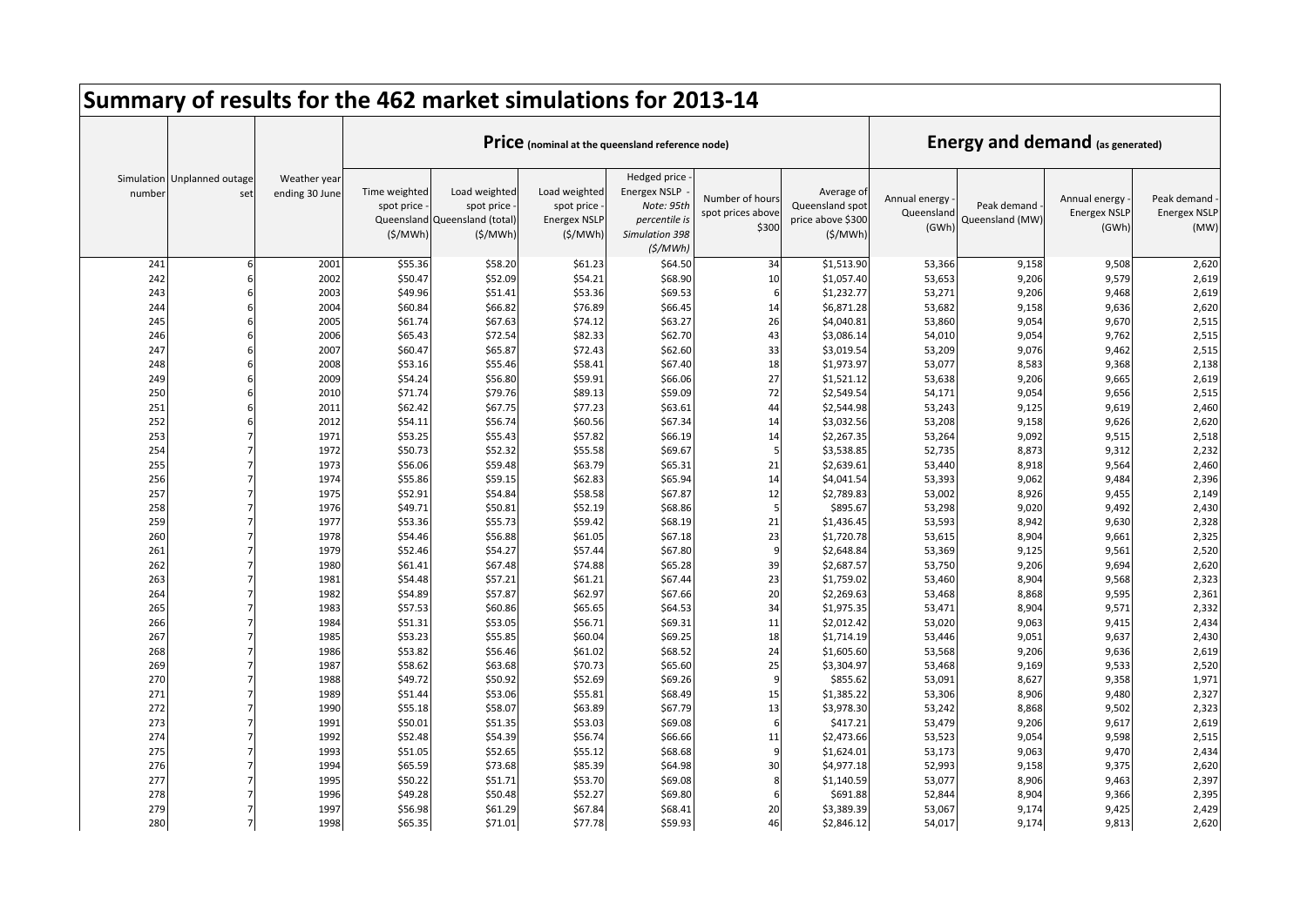# Summary of results for the 462 market simulations for 2013-14

| Simulation number | Unplanned outage set | Weather year ending 30 June | **Price** (nominal at the queensland reference node) | | | | | | **Energy and demand** (as generated) | | | |
|---|---|---|---|---|---|---|---|---|---|---|---|---|
| | | | Time weighted spot price - Queensland ($/MWh) | Load weighted spot price - Queensland (total) ($/MWh) | Load weighted spot price - Energex NSLP ($/MWh) | Hedged price - Energex NSLP - *Note: 95th percentile is Simulation 398 ($/MWh)* | Number of hours spot prices above $300 | Average of Queensland spot price above $300 ($/MWh) | Annual energy - Queensland (GWh) | Peak demand - Queensland (MW) | Annual energy - Energex NSLP (GWh) | Peak demand - Energex NSLP (MW) |
| 241 | 6 | 2001 | $55.36 | $58.20 | $61.23 | $64.50 | 34 | $1,513.90 | 53,366 | 9,158 | 9,508 | 2,620 |
| 242 | 6 | 2002 | $50.47 | $52.09 | $54.21 | $68.90 | 10 | $1,057.40 | 53,653 | 9,206 | 9,579 | 2,619 |
| 243 | 6 | 2003 | $49.96 | $51.41 | $53.36 | $69.53 | 6 | $1,232.77 | 53,271 | 9,206 | 9,468 | 2,619 |
| 244 | 6 | 2004 | $60.84 | $66.82 | $76.89 | $66.45 | 14 | $6,871.28 | 53,682 | 9,158 | 9,636 | 2,620 |
| 245 | 6 | 2005 | $61.74 | $67.63 | $74.12 | $63.27 | 26 | $4,040.81 | 53,860 | 9,054 | 9,670 | 2,515 |
| 246 | 6 | 2006 | $65.43 | $72.54 | $82.33 | $62.70 | 43 | $3,086.14 | 54,010 | 9,054 | 9,762 | 2,515 |
| 247 | 6 | 2007 | $60.47 | $65.87 | $72.43 | $62.60 | 33 | $3,019.54 | 53,209 | 9,076 | 9,462 | 2,515 |
| 248 | 6 | 2008 | $53.16 | $55.46 | $58.41 | $67.40 | 18 | $1,973.97 | 53,077 | 8,583 | 9,368 | 2,138 |
| 249 | 6 | 2009 | $54.24 | $56.80 | $59.91 | $66.06 | 27 | $1,521.12 | 53,638 | 9,206 | 9,665 | 2,619 |
| 250 | 6 | 2010 | $71.74 | $79.76 | $89.13 | $59.09 | 72 | $2,549.54 | 54,171 | 9,054 | 9,656 | 2,515 |
| 251 | 6 | 2011 | $62.42 | $67.75 | $77.23 | $63.61 | 44 | $2,544.98 | 53,243 | 9,125 | 9,619 | 2,460 |
| 252 | 6 | 2012 | $54.11 | $56.74 | $60.56 | $67.34 | 14 | $3,032.56 | 53,208 | 9,158 | 9,626 | 2,620 |
| 253 | 7 | 1971 | $53.25 | $55.43 | $57.82 | $66.19 | 14 | $2,267.35 | 53,264 | 9,092 | 9,515 | 2,518 |
| 254 | 7 | 1972 | $50.73 | $52.32 | $55.58 | $69.67 | 5 | $3,538.85 | 52,735 | 8,873 | 9,312 | 2,232 |
| 255 | 7 | 1973 | $56.06 | $59.48 | $63.79 | $65.31 | 21 | $2,639.61 | 53,440 | 8,918 | 9,564 | 2,460 |
| 256 | 7 | 1974 | $55.86 | $59.15 | $62.83 | $65.94 | 14 | $4,041.54 | 53,393 | 9,062 | 9,484 | 2,396 |
| 257 | 7 | 1975 | $52.91 | $54.84 | $58.58 | $67.87 | 12 | $2,789.83 | 53,002 | 8,926 | 9,455 | 2,149 |
| 258 | 7 | 1976 | $49.71 | $50.81 | $52.19 | $68.86 | 5 | $895.67 | 53,298 | 9,020 | 9,492 | 2,430 |
| 259 | 7 | 1977 | $53.36 | $55.73 | $59.42 | $68.19 | 21 | $1,436.45 | 53,593 | 8,942 | 9,630 | 2,328 |
| 260 | 7 | 1978 | $54.46 | $56.88 | $61.05 | $67.18 | 23 | $1,720.78 | 53,615 | 8,904 | 9,661 | 2,325 |
| 261 | 7 | 1979 | $52.46 | $54.27 | $57.44 | $67.80 | 9 | $2,648.84 | 53,369 | 9,125 | 9,561 | 2,520 |
| 262 | 7 | 1980 | $61.41 | $67.48 | $74.88 | $65.28 | 39 | $2,687.57 | 53,750 | 9,206 | 9,694 | 2,620 |
| 263 | 7 | 1981 | $54.48 | $57.21 | $61.21 | $67.44 | 23 | $1,759.02 | 53,460 | 8,904 | 9,568 | 2,323 |
| 264 | 7 | 1982 | $54.89 | $57.87 | $62.97 | $67.66 | 20 | $2,269.63 | 53,468 | 8,868 | 9,595 | 2,361 |
| 265 | 7 | 1983 | $57.53 | $60.86 | $65.65 | $64.53 | 34 | $1,975.35 | 53,471 | 8,904 | 9,571 | 2,332 |
| 266 | 7 | 1984 | $51.31 | $53.05 | $56.71 | $69.31 | 11 | $2,012.42 | 53,020 | 9,063 | 9,415 | 2,434 |
| 267 | 7 | 1985 | $53.23 | $55.85 | $60.04 | $69.25 | 18 | $1,714.19 | 53,446 | 9,051 | 9,637 | 2,430 |
| 268 | 7 | 1986 | $53.82 | $56.46 | $61.02 | $68.52 | 24 | $1,605.60 | 53,568 | 9,206 | 9,636 | 2,619 |
| 269 | 7 | 1987 | $58.62 | $63.68 | $70.73 | $65.60 | 25 | $3,304.97 | 53,468 | 9,169 | 9,533 | 2,520 |
| 270 | 7 | 1988 | $49.72 | $50.92 | $52.69 | $69.26 | 9 | $855.62 | 53,091 | 8,627 | 9,358 | 1,971 |
| 271 | 7 | 1989 | $51.44 | $53.06 | $55.81 | $68.49 | 15 | $1,385.22 | 53,306 | 8,906 | 9,480 | 2,327 |
| 272 | 7 | 1990 | $55.18 | $58.07 | $63.89 | $67.79 | 13 | $3,978.30 | 53,242 | 8,868 | 9,502 | 2,323 |
| 273 | 7 | 1991 | $50.01 | $51.35 | $53.03 | $69.08 | 6 | $417.21 | 53,479 | 9,206 | 9,617 | 2,619 |
| 274 | 7 | 1992 | $52.48 | $54.39 | $56.74 | $66.66 | 11 | $2,473.66 | 53,523 | 9,054 | 9,598 | 2,515 |
| 275 | 7 | 1993 | $51.05 | $52.65 | $55.12 | $68.68 | 9 | $1,624.01 | 53,173 | 9,063 | 9,470 | 2,434 |
| 276 | 7 | 1994 | $65.59 | $73.68 | $85.39 | $64.98 | 30 | $4,977.18 | 52,993 | 9,158 | 9,375 | 2,620 |
| 277 | 7 | 1995 | $50.22 | $51.71 | $53.70 | $69.08 | 8 | $1,140.59 | 53,077 | 8,906 | 9,463 | 2,397 |
| 278 | 7 | 1996 | $49.28 | $50.48 | $52.27 | $69.80 | 6 | $691.88 | 52,844 | 8,904 | 9,366 | 2,395 |
| 279 | 7 | 1997 | $56.98 | $61.29 | $67.84 | $68.41 | 20 | $3,389.39 | 53,067 | 9,174 | 9,425 | 2,429 |
| 280 | 7 | 1998 | $65.35 | $71.01 | $77.78 | $59.93 | 46 | $2,846.12 | 54,017 | 9,174 | 9,813 | 2,620 |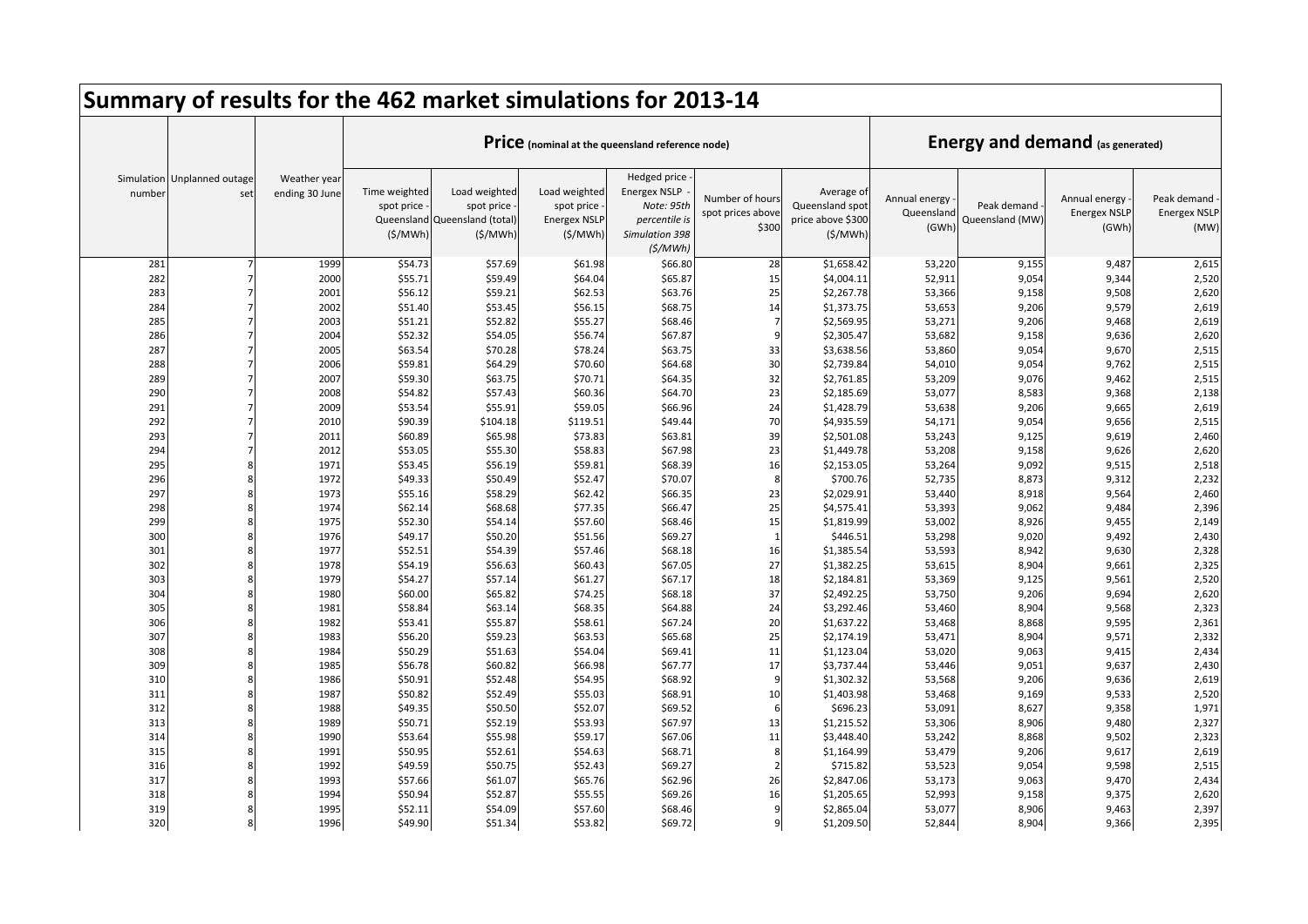# Summary of results for the 462 market simulations for 2013-14

| Simulation number | Unplanned outage set | Weather year ending 30 June | Price (nominal at the queensland reference node) | | | | | | Energy and demand (as generated) | | | |
|---|---|---|---|---|---|---|---|---|---|---|---|---|
| | | | Time weighted spot price - Queensland ($/MWh) | Load weighted spot price - Queensland (total) ($/MWh) | Load weighted spot price - Energex NSLP ($/MWh) | Hedged price - Energex NSLP - *Note: 95th percentile is Simulation 398 ($/MWh)* | Number of hours spot prices above $300 | Average of Queensland spot price above $300 ($/MWh) | Annual energy - Queensland (GWh) | Peak demand - Queensland (MW) | Annual energy - Energex NSLP (GWh) | Peak demand - Energex NSLP (MW) |
| 281 | 7 | 1999 | $54.73 | $57.69 | $61.98 | $66.80 | 28 | $1,658.42 | 53,220 | 9,155 | 9,487 | 2,615 |
| 282 | 7 | 2000 | $55.71 | $59.49 | $64.04 | $65.87 | 15 | $4,004.11 | 52,911 | 9,054 | 9,344 | 2,520 |
| 283 | 7 | 2001 | $56.12 | $59.21 | $62.53 | $63.76 | 25 | $2,267.78 | 53,366 | 9,158 | 9,508 | 2,620 |
| 284 | 7 | 2002 | $51.40 | $53.45 | $56.15 | $68.75 | 14 | $1,373.75 | 53,653 | 9,206 | 9,579 | 2,619 |
| 285 | 7 | 2003 | $51.21 | $52.82 | $55.27 | $68.46 | 7 | $2,569.95 | 53,271 | 9,206 | 9,468 | 2,619 |
| 286 | 7 | 2004 | $52.32 | $54.05 | $56.74 | $67.87 | 9 | $2,305.47 | 53,682 | 9,158 | 9,636 | 2,620 |
| 287 | 7 | 2005 | $63.54 | $70.28 | $78.24 | $63.75 | 33 | $3,638.56 | 53,860 | 9,054 | 9,670 | 2,515 |
| 288 | 7 | 2006 | $59.81 | $64.29 | $70.60 | $64.68 | 30 | $2,739.84 | 54,010 | 9,054 | 9,762 | 2,515 |
| 289 | 7 | 2007 | $59.30 | $63.75 | $70.71 | $64.35 | 32 | $2,761.85 | 53,209 | 9,076 | 9,462 | 2,515 |
| 290 | 7 | 2008 | $54.82 | $57.43 | $60.36 | $64.70 | 23 | $2,185.69 | 53,077 | 8,583 | 9,368 | 2,138 |
| 291 | 7 | 2009 | $53.54 | $55.91 | $59.05 | $66.96 | 24 | $1,428.79 | 53,638 | 9,206 | 9,665 | 2,619 |
| 292 | 7 | 2010 | $90.39 | $104.18 | $119.51 | $49.44 | 70 | $4,935.59 | 54,171 | 9,054 | 9,656 | 2,515 |
| 293 | 7 | 2011 | $60.89 | $65.98 | $73.83 | $63.81 | 39 | $2,501.08 | 53,243 | 9,125 | 9,619 | 2,460 |
| 294 | 7 | 2012 | $53.05 | $55.30 | $58.83 | $67.98 | 23 | $1,449.78 | 53,208 | 9,158 | 9,626 | 2,620 |
| 295 | 8 | 1971 | $53.45 | $56.19 | $59.81 | $68.39 | 16 | $2,153.05 | 53,264 | 9,092 | 9,515 | 2,518 |
| 296 | 8 | 1972 | $49.33 | $50.49 | $52.47 | $70.07 | 8 | $700.76 | 52,735 | 8,873 | 9,312 | 2,232 |
| 297 | 8 | 1973 | $55.16 | $58.29 | $62.42 | $66.35 | 23 | $2,029.91 | 53,440 | 8,918 | 9,564 | 2,460 |
| 298 | 8 | 1974 | $62.14 | $68.68 | $77.35 | $66.47 | 25 | $4,575.41 | 53,393 | 9,062 | 9,484 | 2,396 |
| 299 | 8 | 1975 | $52.30 | $54.14 | $57.60 | $68.46 | 15 | $1,819.99 | 53,002 | 8,926 | 9,455 | 2,149 |
| 300 | 8 | 1976 | $49.17 | $50.20 | $51.56 | $69.27 | 1 | $446.51 | 53,298 | 9,020 | 9,492 | 2,430 |
| 301 | 8 | 1977 | $52.51 | $54.39 | $57.46 | $68.18 | 16 | $1,385.54 | 53,593 | 8,942 | 9,630 | 2,328 |
| 302 | 8 | 1978 | $54.19 | $56.63 | $60.43 | $67.05 | 27 | $1,382.25 | 53,615 | 8,904 | 9,661 | 2,325 |
| 303 | 8 | 1979 | $54.27 | $57.14 | $61.27 | $67.17 | 18 | $2,184.81 | 53,369 | 9,125 | 9,561 | 2,520 |
| 304 | 8 | 1980 | $60.00 | $65.82 | $74.25 | $68.18 | 37 | $2,492.25 | 53,750 | 9,206 | 9,694 | 2,620 |
| 305 | 8 | 1981 | $58.84 | $63.14 | $68.35 | $64.88 | 24 | $3,292.46 | 53,460 | 8,904 | 9,568 | 2,323 |
| 306 | 8 | 1982 | $53.41 | $55.87 | $58.61 | $67.24 | 20 | $1,637.22 | 53,468 | 8,868 | 9,595 | 2,361 |
| 307 | 8 | 1983 | $56.20 | $59.23 | $63.53 | $65.68 | 25 | $2,174.19 | 53,471 | 8,904 | 9,571 | 2,332 |
| 308 | 8 | 1984 | $50.29 | $51.63 | $54.04 | $69.41 | 11 | $1,123.04 | 53,020 | 9,063 | 9,415 | 2,434 |
| 309 | 8 | 1985 | $56.78 | $60.82 | $66.98 | $67.77 | 17 | $3,737.44 | 53,446 | 9,051 | 9,637 | 2,430 |
| 310 | 8 | 1986 | $50.91 | $52.48 | $54.95 | $68.92 | 9 | $1,302.32 | 53,568 | 9,206 | 9,636 | 2,619 |
| 311 | 8 | 1987 | $50.82 | $52.49 | $55.03 | $68.91 | 10 | $1,403.98 | 53,468 | 9,169 | 9,533 | 2,520 |
| 312 | 8 | 1988 | $49.35 | $50.50 | $52.07 | $69.52 | 6 | $696.23 | 53,091 | 8,627 | 9,358 | 1,971 |
| 313 | 8 | 1989 | $50.71 | $52.19 | $53.93 | $67.97 | 13 | $1,215.52 | 53,306 | 8,906 | 9,480 | 2,327 |
| 314 | 8 | 1990 | $53.64 | $55.98 | $59.17 | $67.06 | 11 | $3,448.40 | 53,242 | 8,868 | 9,502 | 2,323 |
| 315 | 8 | 1991 | $50.95 | $52.61 | $54.63 | $68.71 | 8 | $1,164.99 | 53,479 | 9,206 | 9,617 | 2,619 |
| 316 | 8 | 1992 | $49.59 | $50.75 | $52.43 | $69.27 | 2 | $715.82 | 53,523 | 9,054 | 9,598 | 2,515 |
| 317 | 8 | 1993 | $57.66 | $61.07 | $65.76 | $62.96 | 26 | $2,847.06 | 53,173 | 9,063 | 9,470 | 2,434 |
| 318 | 8 | 1994 | $50.94 | $52.87 | $55.55 | $69.26 | 16 | $1,205.65 | 52,993 | 9,158 | 9,375 | 2,620 |
| 319 | 8 | 1995 | $52.11 | $54.09 | $57.60 | $68.46 | 9 | $2,865.04 | 53,077 | 8,906 | 9,463 | 2,397 |
| 320 | 8 | 1996 | $49.90 | $51.34 | $53.82 | $69.72 | 9 | $1,209.50 | 52,844 | 8,904 | 9,366 | 2,395 |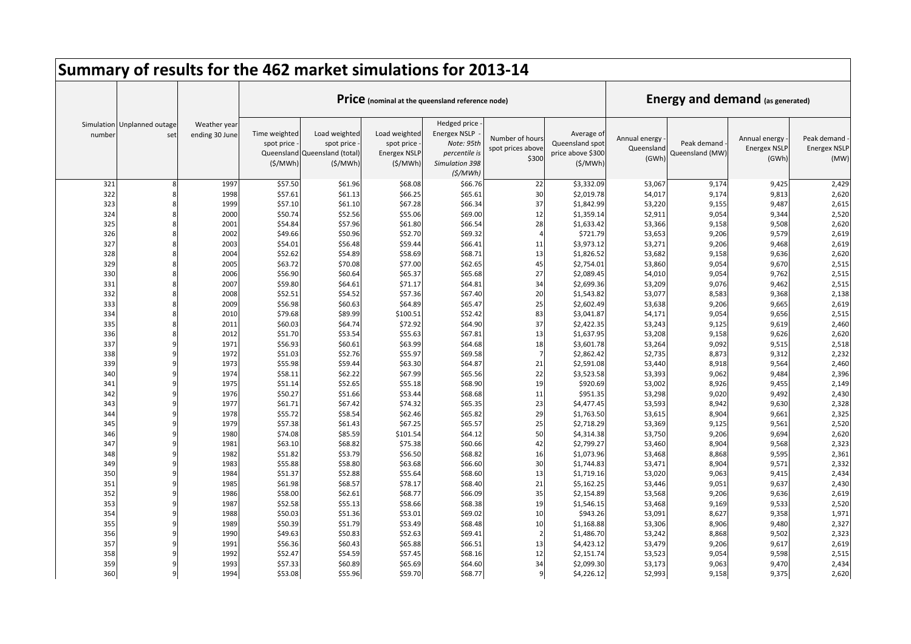# Summary of results for the 462 market simulations for 2013-14

| Simulation number | Unplanned outage set | Weather year ending 30 June | **Price** (nominal at the queensland reference node) | | | | | | **Energy and demand** (as generated) | | | |
|---|---|---|---|---|---|---|---|---|---|---|---|---|
| | | | Time weighted spot price - Queensland ($/MWh) | Load weighted spot price - Queensland (total) ($/MWh) | Load weighted spot price - Energex NSLP ($/MWh) | Hedged price - Energex NSLP - *Note: 95th percentile is Simulation 398 ($/MWh)* | Number of hours spot prices above $300 | Average of Queensland spot price above $300 ($/MWh) | Annual energy - Queensland (GWh) | Peak demand - Queensland (MW) | Annual energy - Energex NSLP (GWh) | Peak demand - Energex NSLP (MW) |
| 321 | 8 | 1997 | $57.50 | $61.96 | $68.08 | $66.76 | 22 | $3,332.09 | 53,067 | 9,174 | 9,425 | 2,429 |
| 322 | 8 | 1998 | $57.61 | $61.13 | $66.25 | $65.61 | 30 | $2,019.78 | 54,017 | 9,174 | 9,813 | 2,620 |
| 323 | 8 | 1999 | $57.10 | $61.10 | $67.28 | $66.34 | 37 | $1,842.99 | 53,220 | 9,155 | 9,487 | 2,615 |
| 324 | 8 | 2000 | $50.74 | $52.56 | $55.06 | $69.00 | 12 | $1,359.14 | 52,911 | 9,054 | 9,344 | 2,520 |
| 325 | 8 | 2001 | $54.84 | $57.96 | $61.80 | $66.54 | 28 | $1,633.42 | 53,366 | 9,158 | 9,508 | 2,620 |
| 326 | 8 | 2002 | $49.66 | $50.96 | $52.70 | $69.32 | 4 | $721.79 | 53,653 | 9,206 | 9,579 | 2,619 |
| 327 | 8 | 2003 | $54.01 | $56.48 | $59.44 | $66.41 | 11 | $3,973.12 | 53,271 | 9,206 | 9,468 | 2,619 |
| 328 | 8 | 2004 | $52.62 | $54.89 | $58.69 | $68.71 | 13 | $1,826.52 | 53,682 | 9,158 | 9,636 | 2,620 |
| 329 | 8 | 2005 | $63.72 | $70.08 | $77.00 | $62.65 | 45 | $2,754.01 | 53,860 | 9,054 | 9,670 | 2,515 |
| 330 | 8 | 2006 | $56.90 | $60.64 | $65.37 | $65.68 | 27 | $2,089.45 | 54,010 | 9,054 | 9,762 | 2,515 |
| 331 | 8 | 2007 | $59.80 | $64.61 | $71.17 | $64.81 | 34 | $2,699.36 | 53,209 | 9,076 | 9,462 | 2,515 |
| 332 | 8 | 2008 | $52.51 | $54.52 | $57.36 | $67.40 | 20 | $1,543.82 | 53,077 | 8,583 | 9,368 | 2,138 |
| 333 | 8 | 2009 | $56.98 | $60.63 | $64.89 | $65.47 | 25 | $2,602.49 | 53,638 | 9,206 | 9,665 | 2,619 |
| 334 | 8 | 2010 | $79.68 | $89.99 | $100.51 | $52.42 | 83 | $3,041.87 | 54,171 | 9,054 | 9,656 | 2,515 |
| 335 | 8 | 2011 | $60.03 | $64.74 | $72.92 | $64.90 | 37 | $2,422.35 | 53,243 | 9,125 | 9,619 | 2,460 |
| 336 | 8 | 2012 | $51.70 | $53.54 | $55.63 | $67.81 | 13 | $1,637.95 | 53,208 | 9,158 | 9,626 | 2,620 |
| 337 | 9 | 1971 | $56.93 | $60.61 | $63.99 | $64.68 | 18 | $3,601.78 | 53,264 | 9,092 | 9,515 | 2,518 |
| 338 | 9 | 1972 | $51.03 | $52.76 | $55.97 | $69.58 | 7 | $2,862.42 | 52,735 | 8,873 | 9,312 | 2,232 |
| 339 | 9 | 1973 | $55.98 | $59.44 | $63.30 | $64.87 | 21 | $2,591.08 | 53,440 | 8,918 | 9,564 | 2,460 |
| 340 | 9 | 1974 | $58.11 | $62.22 | $67.99 | $65.56 | 22 | $3,523.58 | 53,393 | 9,062 | 9,484 | 2,396 |
| 341 | 9 | 1975 | $51.14 | $52.65 | $55.18 | $68.90 | 19 | $920.69 | 53,002 | 8,926 | 9,455 | 2,149 |
| 342 | 9 | 1976 | $50.27 | $51.66 | $53.44 | $68.68 | 11 | $951.35 | 53,298 | 9,020 | 9,492 | 2,430 |
| 343 | 9 | 1977 | $61.71 | $67.42 | $74.32 | $65.35 | 23 | $4,477.45 | 53,593 | 8,942 | 9,630 | 2,328 |
| 344 | 9 | 1978 | $55.72 | $58.54 | $62.46 | $65.82 | 29 | $1,763.50 | 53,615 | 8,904 | 9,661 | 2,325 |
| 345 | 9 | 1979 | $57.38 | $61.43 | $67.25 | $65.57 | 25 | $2,718.29 | 53,369 | 9,125 | 9,561 | 2,520 |
| 346 | 9 | 1980 | $74.08 | $85.59 | $101.54 | $64.12 | 50 | $4,314.38 | 53,750 | 9,206 | 9,694 | 2,620 |
| 347 | 9 | 1981 | $63.10 | $68.82 | $75.38 | $60.66 | 42 | $2,799.27 | 53,460 | 8,904 | 9,568 | 2,323 |
| 348 | 9 | 1982 | $51.82 | $53.79 | $56.50 | $68.82 | 16 | $1,073.96 | 53,468 | 8,868 | 9,595 | 2,361 |
| 349 | 9 | 1983 | $55.88 | $58.80 | $63.68 | $66.60 | 30 | $1,744.83 | 53,471 | 8,904 | 9,571 | 2,332 |
| 350 | 9 | 1984 | $51.37 | $52.88 | $55.64 | $68.60 | 13 | $1,719.16 | 53,020 | 9,063 | 9,415 | 2,434 |
| 351 | 9 | 1985 | $61.98 | $68.57 | $78.17 | $68.40 | 21 | $5,162.25 | 53,446 | 9,051 | 9,637 | 2,430 |
| 352 | 9 | 1986 | $58.00 | $62.61 | $68.77 | $66.09 | 35 | $2,154.89 | 53,568 | 9,206 | 9,636 | 2,619 |
| 353 | 9 | 1987 | $52.58 | $55.13 | $58.66 | $68.38 | 19 | $1,546.15 | 53,468 | 9,169 | 9,533 | 2,520 |
| 354 | 9 | 1988 | $50.03 | $51.36 | $53.01 | $69.02 | 10 | $943.26 | 53,091 | 8,627 | 9,358 | 1,971 |
| 355 | 9 | 1989 | $50.39 | $51.79 | $53.49 | $68.48 | 10 | $1,168.88 | 53,306 | 8,906 | 9,480 | 2,327 |
| 356 | 9 | 1990 | $49.63 | $50.83 | $52.63 | $69.41 | 2 | $1,486.70 | 53,242 | 8,868 | 9,502 | 2,323 |
| 357 | 9 | 1991 | $56.36 | $60.43 | $65.88 | $66.51 | 13 | $4,423.12 | 53,479 | 9,206 | 9,617 | 2,619 |
| 358 | 9 | 1992 | $52.47 | $54.59 | $57.45 | $68.16 | 12 | $2,151.74 | 53,523 | 9,054 | 9,598 | 2,515 |
| 359 | 9 | 1993 | $57.33 | $60.89 | $65.69 | $64.60 | 34 | $2,099.30 | 53,173 | 9,063 | 9,470 | 2,434 |
| 360 | 9 | 1994 | $53.08 | $55.96 | $59.70 | $68.77 | 9 | $4,226.12 | 52,993 | 9,158 | 9,375 | 2,620 |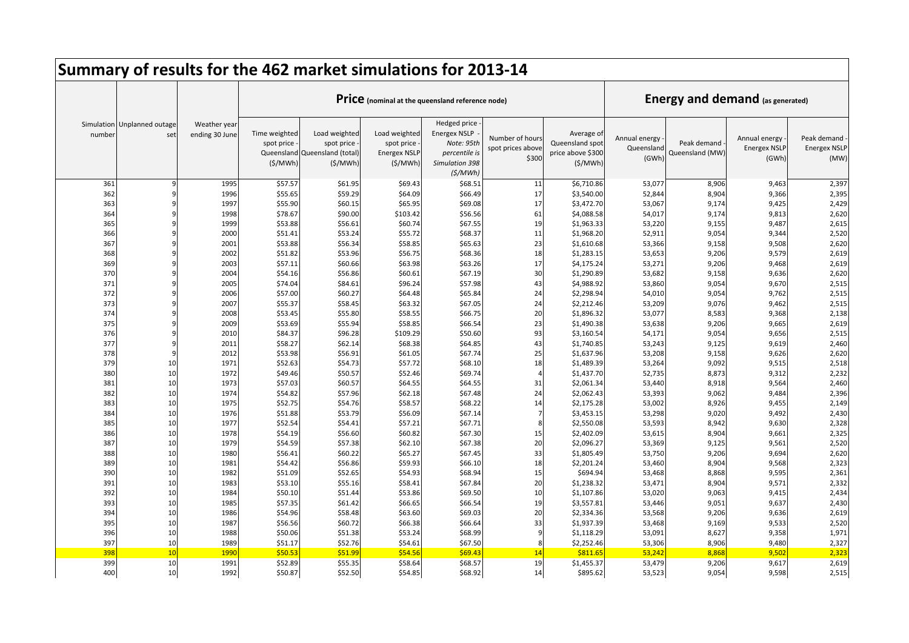# Summary of results for the 462 market simulations for 2013-14

| | | | Price (nominal at the queensland reference node) | | | | | | Energy and demand (as generated) | | | |
|---|---|---|---|---|---|---|---|---|---|---|---|---|
| Simulation number | Unplanned outage set | Weather year ending 30 June | Time weighted spot price - Queensland ($/MWh) | Load weighted spot price - Queensland (total) ($/MWh) | Load weighted spot price - Energex NSLP ($/MWh) | Hedged price - Energex NSLP - *Note: 95th percentile is Simulation 398* ($/MWh) | Number of hours spot prices above $300 | Average of Queensland spot price above $300 ($/MWh) | Annual energy - Queensland (GWh) | Peak demand - Queensland (MW) | Annual energy - Energex NSLP (GWh) | Peak demand - Energex NSLP (MW) |
| 361 | 9 | 1995 | $57.57 | $61.95 | $69.43 | $68.51 | 11 | $6,710.86 | 53,077 | 8,906 | 9,463 | 2,397 |
| 362 | 9 | 1996 | $55.65 | $59.29 | $64.09 | $66.49 | 17 | $3,540.00 | 52,844 | 8,904 | 9,366 | 2,395 |
| 363 | 9 | 1997 | $55.90 | $60.15 | $65.95 | $69.08 | 17 | $3,472.70 | 53,067 | 9,174 | 9,425 | 2,429 |
| 364 | 9 | 1998 | $78.67 | $90.00 | $103.42 | $56.56 | 61 | $4,088.58 | 54,017 | 9,174 | 9,813 | 2,620 |
| 365 | 9 | 1999 | $53.88 | $56.61 | $60.74 | $67.55 | 19 | $1,963.33 | 53,220 | 9,155 | 9,487 | 2,615 |
| 366 | 9 | 2000 | $51.41 | $53.24 | $55.72 | $68.37 | 11 | $1,968.20 | 52,911 | 9,054 | 9,344 | 2,520 |
| 367 | 9 | 2001 | $53.88 | $56.34 | $58.85 | $65.63 | 23 | $1,610.68 | 53,366 | 9,158 | 9,508 | 2,620 |
| 368 | 9 | 2002 | $51.82 | $53.96 | $56.75 | $68.36 | 18 | $1,283.15 | 53,653 | 9,206 | 9,579 | 2,619 |
| 369 | 9 | 2003 | $57.11 | $60.66 | $63.98 | $63.26 | 17 | $4,175.24 | 53,271 | 9,206 | 9,468 | 2,619 |
| 370 | 9 | 2004 | $54.16 | $56.86 | $60.61 | $67.19 | 30 | $1,290.89 | 53,682 | 9,158 | 9,636 | 2,620 |
| 371 | 9 | 2005 | $74.04 | $84.61 | $96.24 | $57.98 | 43 | $4,988.92 | 53,860 | 9,054 | 9,670 | 2,515 |
| 372 | 9 | 2006 | $57.00 | $60.27 | $64.48 | $65.84 | 24 | $2,298.94 | 54,010 | 9,054 | 9,762 | 2,515 |
| 373 | 9 | 2007 | $55.37 | $58.45 | $63.32 | $67.05 | 24 | $2,212.46 | 53,209 | 9,076 | 9,462 | 2,515 |
| 374 | 9 | 2008 | $53.45 | $55.80 | $58.55 | $66.75 | 20 | $1,896.32 | 53,077 | 8,583 | 9,368 | 2,138 |
| 375 | 9 | 2009 | $53.69 | $55.94 | $58.85 | $66.54 | 23 | $1,490.38 | 53,638 | 9,206 | 9,665 | 2,619 |
| 376 | 9 | 2010 | $84.37 | $96.28 | $109.29 | $50.60 | 93 | $3,160.54 | 54,171 | 9,054 | 9,656 | 2,515 |
| 377 | 9 | 2011 | $58.27 | $62.14 | $68.38 | $64.85 | 43 | $1,740.85 | 53,243 | 9,125 | 9,619 | 2,460 |
| 378 | 9 | 2012 | $53.98 | $56.91 | $61.05 | $67.74 | 25 | $1,637.96 | 53,208 | 9,158 | 9,626 | 2,620 |
| 379 | 10 | 1971 | $52.63 | $54.73 | $57.72 | $68.10 | 18 | $1,489.39 | 53,264 | 9,092 | 9,515 | 2,518 |
| 380 | 10 | 1972 | $49.46 | $50.57 | $52.46 | $69.74 | 4 | $1,437.70 | 52,735 | 8,873 | 9,312 | 2,232 |
| 381 | 10 | 1973 | $57.03 | $60.57 | $64.55 | $64.55 | 31 | $2,061.34 | 53,440 | 8,918 | 9,564 | 2,460 |
| 382 | 10 | 1974 | $54.82 | $57.96 | $62.18 | $67.48 | 24 | $2,062.43 | 53,393 | 9,062 | 9,484 | 2,396 |
| 383 | 10 | 1975 | $52.75 | $54.76 | $58.57 | $68.22 | 14 | $2,175.28 | 53,002 | 8,926 | 9,455 | 2,149 |
| 384 | 10 | 1976 | $51.88 | $53.79 | $56.09 | $67.14 | 7 | $3,453.15 | 53,298 | 9,020 | 9,492 | 2,430 |
| 385 | 10 | 1977 | $52.54 | $54.41 | $57.21 | $67.71 | 8 | $2,550.08 | 53,593 | 8,942 | 9,630 | 2,328 |
| 386 | 10 | 1978 | $54.19 | $56.60 | $60.82 | $67.30 | 15 | $2,402.09 | 53,615 | 8,904 | 9,661 | 2,325 |
| 387 | 10 | 1979 | $54.59 | $57.38 | $62.10 | $67.38 | 20 | $2,096.27 | 53,369 | 9,125 | 9,561 | 2,520 |
| 388 | 10 | 1980 | $56.41 | $60.22 | $65.27 | $67.45 | 33 | $1,805.49 | 53,750 | 9,206 | 9,694 | 2,620 |
| 389 | 10 | 1981 | $54.42 | $56.86 | $59.93 | $66.10 | 18 | $2,201.24 | 53,460 | 8,904 | 9,568 | 2,323 |
| 390 | 10 | 1982 | $51.09 | $52.65 | $54.93 | $68.94 | 15 | $694.94 | 53,468 | 8,868 | 9,595 | 2,361 |
| 391 | 10 | 1983 | $53.10 | $55.16 | $58.41 | $67.84 | 20 | $1,238.32 | 53,471 | 8,904 | 9,571 | 2,332 |
| 392 | 10 | 1984 | $50.10 | $51.44 | $53.86 | $69.50 | 10 | $1,107.86 | 53,020 | 9,063 | 9,415 | 2,434 |
| 393 | 10 | 1985 | $57.35 | $61.42 | $66.65 | $66.54 | 19 | $3,557.81 | 53,446 | 9,051 | 9,637 | 2,430 |
| 394 | 10 | 1986 | $54.96 | $58.48 | $63.60 | $69.03 | 20 | $2,334.36 | 53,568 | 9,206 | 9,636 | 2,619 |
| 395 | 10 | 1987 | $56.56 | $60.72 | $66.38 | $66.64 | 33 | $1,937.39 | 53,468 | 9,169 | 9,533 | 2,520 |
| 396 | 10 | 1988 | $50.06 | $51.38 | $53.24 | $68.99 | 9 | $1,118.29 | 53,091 | 8,627 | 9,358 | 1,971 |
| 397 | 10 | 1989 | $51.17 | $52.76 | $54.61 | $67.50 | 8 | $2,252.46 | 53,306 | 8,906 | 9,480 | 2,327 |
| 398 | 10 | 1990 | $50.53 | $51.99 | $54.56 | $69.43 | 14 | $811.65 | 53,242 | 8,868 | 9,502 | 2,323 |
| 399 | 10 | 1991 | $52.89 | $55.35 | $58.64 | $68.57 | 19 | $1,455.37 | 53,479 | 9,206 | 9,617 | 2,619 |
| 400 | 10 | 1992 | $50.87 | $52.50 | $54.85 | $68.92 | 14 | $895.62 | 53,523 | 9,054 | 9,598 | 2,515 |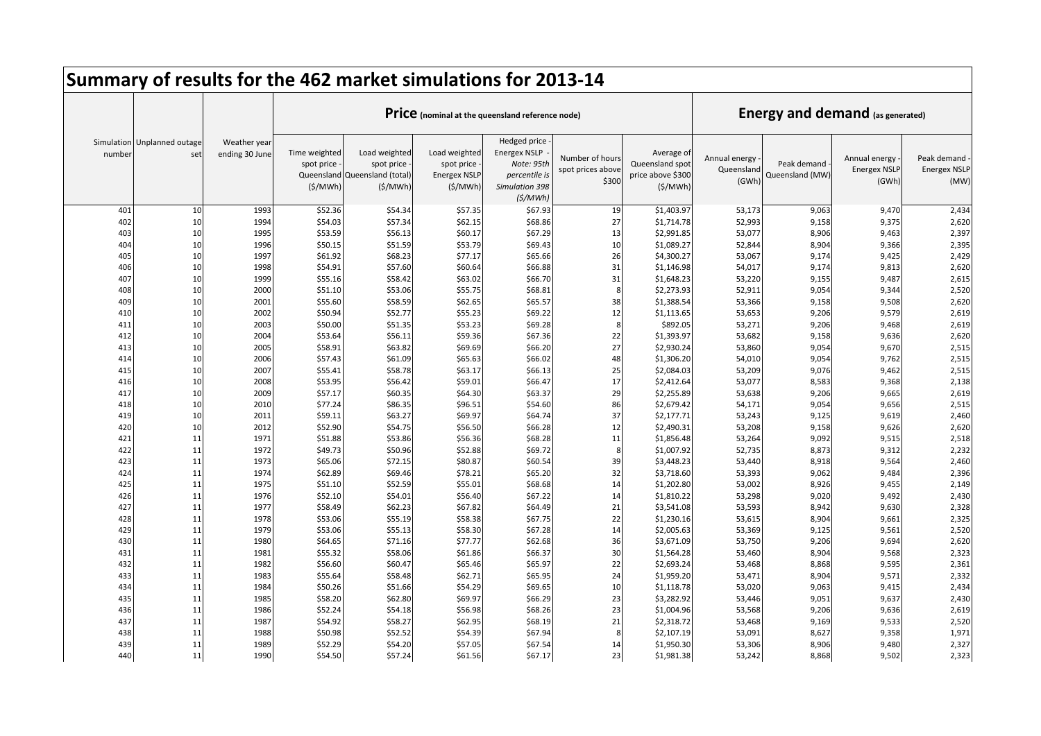# Summary of results for the 462 market simulations for 2013-14

| | | | Price (nominal at the queensland reference node) | | | | | | Energy and demand (as generated) | | | |
|---|---|---|---|---|---|---|---|---|---|---|---|---|
| Simulation number | Unplanned outage set | Weather year ending 30 June | Time weighted spot price - Queensland ($/MWh) | Load weighted spot price - Queensland (total) ($/MWh) | Load weighted spot price - Energex NSLP ($/MWh) | Hedged price - Energex NSLP - *Note: 95th percentile is Simulation 398 ($/MWh)* | Number of hours spot prices above $300 | Average of Queensland spot price above $300 ($/MWh) | Annual energy - Queensland (GWh) | Peak demand - Queensland (MW) | Annual energy - Energex NSLP (GWh) | Peak demand - Energex NSLP (MW) |
| 401 | 10 | 1993 | $52.36 | $54.34 | $57.35 | $67.93 | 19 | $1,403.97 | 53,173 | 9,063 | 9,470 | 2,434 |
| 402 | 10 | 1994 | $54.03 | $57.34 | $62.15 | $68.86 | 27 | $1,714.78 | 52,993 | 9,158 | 9,375 | 2,620 |
| 403 | 10 | 1995 | $53.59 | $56.13 | $60.17 | $67.29 | 13 | $2,991.85 | 53,077 | 8,906 | 9,463 | 2,397 |
| 404 | 10 | 1996 | $50.15 | $51.59 | $53.79 | $69.43 | 10 | $1,089.27 | 52,844 | 8,904 | 9,366 | 2,395 |
| 405 | 10 | 1997 | $61.92 | $68.23 | $77.17 | $65.66 | 26 | $4,300.27 | 53,067 | 9,174 | 9,425 | 2,429 |
| 406 | 10 | 1998 | $54.91 | $57.60 | $60.64 | $66.88 | 31 | $1,146.98 | 54,017 | 9,174 | 9,813 | 2,620 |
| 407 | 10 | 1999 | $55.16 | $58.42 | $63.02 | $66.70 | 31 | $1,648.23 | 53,220 | 9,155 | 9,487 | 2,615 |
| 408 | 10 | 2000 | $51.10 | $53.06 | $55.75 | $68.81 | 8 | $2,273.93 | 52,911 | 9,054 | 9,344 | 2,520 |
| 409 | 10 | 2001 | $55.60 | $58.59 | $62.65 | $65.57 | 38 | $1,388.54 | 53,366 | 9,158 | 9,508 | 2,620 |
| 410 | 10 | 2002 | $50.94 | $52.77 | $55.23 | $69.22 | 12 | $1,113.65 | 53,653 | 9,206 | 9,579 | 2,619 |
| 411 | 10 | 2003 | $50.00 | $51.35 | $53.23 | $69.28 | 8 | $892.05 | 53,271 | 9,206 | 9,468 | 2,619 |
| 412 | 10 | 2004 | $53.64 | $56.11 | $59.36 | $67.36 | 22 | $1,393.97 | 53,682 | 9,158 | 9,636 | 2,620 |
| 413 | 10 | 2005 | $58.91 | $63.82 | $69.69 | $66.20 | 27 | $2,930.24 | 53,860 | 9,054 | 9,670 | 2,515 |
| 414 | 10 | 2006 | $57.43 | $61.09 | $65.63 | $66.02 | 48 | $1,306.20 | 54,010 | 9,054 | 9,762 | 2,515 |
| 415 | 10 | 2007 | $55.41 | $58.78 | $63.17 | $66.13 | 25 | $2,084.03 | 53,209 | 9,076 | 9,462 | 2,515 |
| 416 | 10 | 2008 | $53.95 | $56.42 | $59.01 | $66.47 | 17 | $2,412.64 | 53,077 | 8,583 | 9,368 | 2,138 |
| 417 | 10 | 2009 | $57.17 | $60.35 | $64.30 | $63.37 | 29 | $2,255.89 | 53,638 | 9,206 | 9,665 | 2,619 |
| 418 | 10 | 2010 | $77.24 | $86.35 | $96.51 | $54.60 | 86 | $2,679.42 | 54,171 | 9,054 | 9,656 | 2,515 |
| 419 | 10 | 2011 | $59.11 | $63.27 | $69.97 | $64.74 | 37 | $2,177.71 | 53,243 | 9,125 | 9,619 | 2,460 |
| 420 | 10 | 2012 | $52.90 | $54.75 | $56.50 | $66.28 | 12 | $2,490.31 | 53,208 | 9,158 | 9,626 | 2,620 |
| 421 | 11 | 1971 | $51.88 | $53.86 | $56.36 | $68.28 | 11 | $1,856.48 | 53,264 | 9,092 | 9,515 | 2,518 |
| 422 | 11 | 1972 | $49.73 | $50.96 | $52.88 | $69.72 | 8 | $1,007.92 | 52,735 | 8,873 | 9,312 | 2,232 |
| 423 | 11 | 1973 | $65.06 | $72.15 | $80.87 | $60.54 | 39 | $3,448.23 | 53,440 | 8,918 | 9,564 | 2,460 |
| 424 | 11 | 1974 | $62.89 | $69.46 | $78.21 | $65.20 | 32 | $3,718.60 | 53,393 | 9,062 | 9,484 | 2,396 |
| 425 | 11 | 1975 | $51.10 | $52.59 | $55.01 | $68.68 | 14 | $1,202.80 | 53,002 | 8,926 | 9,455 | 2,149 |
| 426 | 11 | 1976 | $52.10 | $54.01 | $56.40 | $67.22 | 14 | $1,810.22 | 53,298 | 9,020 | 9,492 | 2,430 |
| 427 | 11 | 1977 | $58.49 | $62.23 | $67.82 | $64.49 | 21 | $3,541.08 | 53,593 | 8,942 | 9,630 | 2,328 |
| 428 | 11 | 1978 | $53.06 | $55.19 | $58.38 | $67.75 | 22 | $1,230.16 | 53,615 | 8,904 | 9,661 | 2,325 |
| 429 | 11 | 1979 | $53.06 | $55.13 | $58.30 | $67.28 | 14 | $2,005.63 | 53,369 | 9,125 | 9,561 | 2,520 |
| 430 | 11 | 1980 | $64.65 | $71.16 | $77.77 | $62.68 | 36 | $3,671.09 | 53,750 | 9,206 | 9,694 | 2,620 |
| 431 | 11 | 1981 | $55.32 | $58.06 | $61.86 | $66.37 | 30 | $1,564.28 | 53,460 | 8,904 | 9,568 | 2,323 |
| 432 | 11 | 1982 | $56.60 | $60.47 | $65.46 | $65.97 | 22 | $2,693.24 | 53,468 | 8,868 | 9,595 | 2,361 |
| 433 | 11 | 1983 | $55.64 | $58.48 | $62.71 | $65.95 | 24 | $1,959.20 | 53,471 | 8,904 | 9,571 | 2,332 |
| 434 | 11 | 1984 | $50.26 | $51.66 | $54.29 | $69.65 | 10 | $1,118.78 | 53,020 | 9,063 | 9,415 | 2,434 |
| 435 | 11 | 1985 | $58.20 | $62.80 | $69.97 | $66.29 | 23 | $3,282.92 | 53,446 | 9,051 | 9,637 | 2,430 |
| 436 | 11 | 1986 | $52.24 | $54.18 | $56.98 | $68.26 | 23 | $1,004.96 | 53,568 | 9,206 | 9,636 | 2,619 |
| 437 | 11 | 1987 | $54.92 | $58.27 | $62.95 | $68.19 | 21 | $2,318.72 | 53,468 | 9,169 | 9,533 | 2,520 |
| 438 | 11 | 1988 | $50.98 | $52.52 | $54.39 | $67.94 | 8 | $2,107.19 | 53,091 | 8,627 | 9,358 | 1,971 |
| 439 | 11 | 1989 | $52.29 | $54.20 | $57.05 | $67.54 | 14 | $1,950.30 | 53,306 | 8,906 | 9,480 | 2,327 |
| 440 | 11 | 1990 | $54.50 | $57.24 | $61.56 | $67.17 | 23 | $1,981.38 | 53,242 | 8,868 | 9,502 | 2,323 |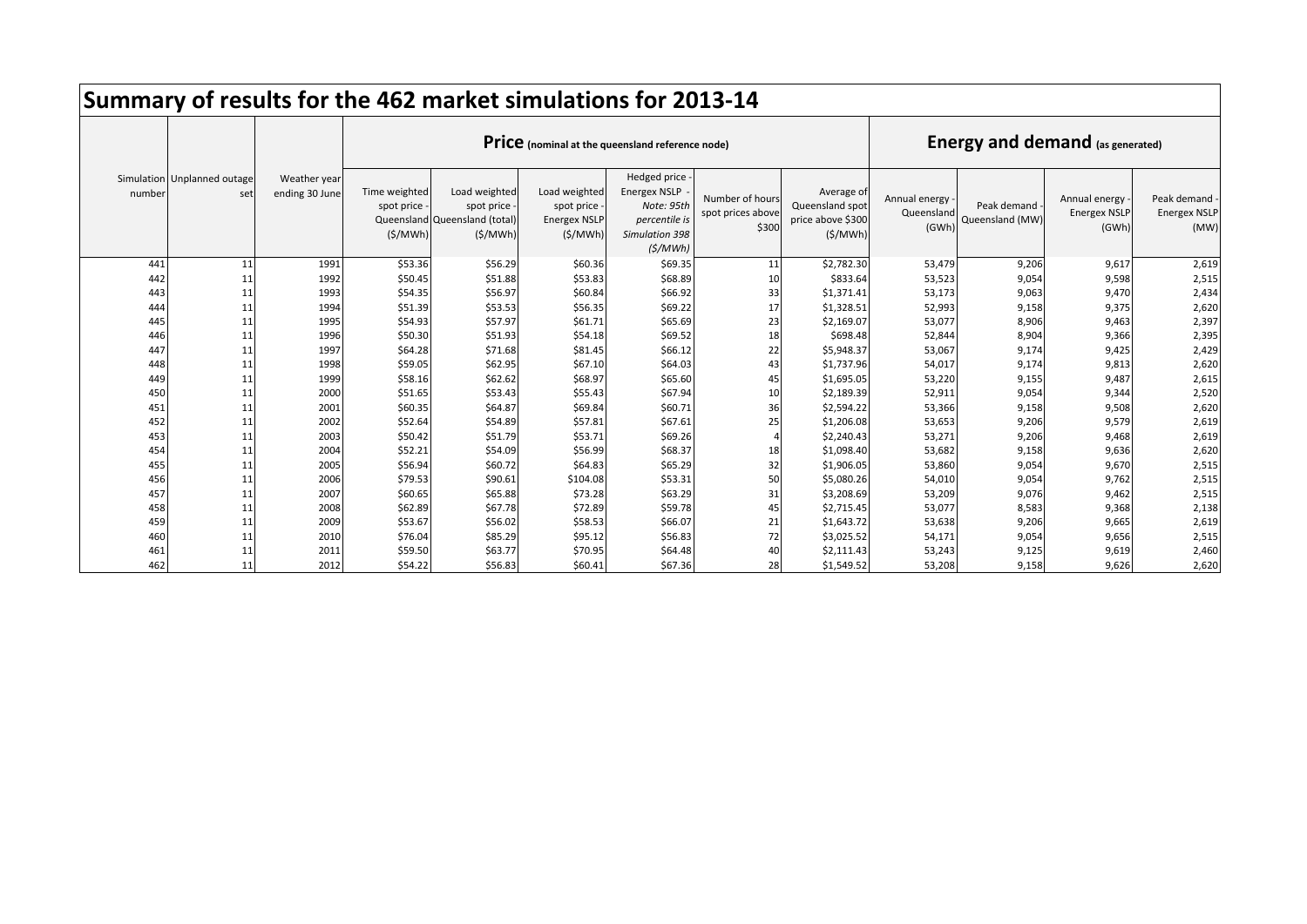# Summary of results for the 462 market simulations for 2013-14

| | | | Price (nominal at the queensland reference node) | | | | | | Energy and demand (as generated) | | | |
|---|---|---|---|---|---|---|---|---|---|---|---|---|
| Simulation number | Unplanned outage set | Weather year ending 30 June | Time weighted spot price - Queensland ($/MWh) | Load weighted spot price - Queensland (total) ($/MWh) | Load weighted spot price - Energex NSLP ($/MWh) | Hedged price - Energex NSLP - *Note: 95th percentile is Simulation 398 ($/MWh)* | Number of hours spot prices above $300 | Average of Queensland spot price above $300 ($/MWh) | Annual energy - Queensland (GWh) | Peak demand - Queensland (MW) | Annual energy - Energex NSLP (GWh) | Peak demand - Energex NSLP (MW) |
| 441 | 11 | 1991 | $53.36 | $56.29 | $60.36 | $69.35 | 11 | $2,782.30 | 53,479 | 9,206 | 9,617 | 2,619 |
| 442 | 11 | 1992 | $50.45 | $51.88 | $53.83 | $68.89 | 10 | $833.64 | 53,523 | 9,054 | 9,598 | 2,515 |
| 443 | 11 | 1993 | $54.35 | $56.97 | $60.84 | $66.92 | 33 | $1,371.41 | 53,173 | 9,063 | 9,470 | 2,434 |
| 444 | 11 | 1994 | $51.39 | $53.53 | $56.35 | $69.22 | 17 | $1,328.51 | 52,993 | 9,158 | 9,375 | 2,620 |
| 445 | 11 | 1995 | $54.93 | $57.97 | $61.71 | $65.69 | 23 | $2,169.07 | 53,077 | 8,906 | 9,463 | 2,397 |
| 446 | 11 | 1996 | $50.30 | $51.93 | $54.18 | $69.52 | 18 | $698.48 | 52,844 | 8,904 | 9,366 | 2,395 |
| 447 | 11 | 1997 | $64.28 | $71.68 | $81.45 | $66.12 | 22 | $5,948.37 | 53,067 | 9,174 | 9,425 | 2,429 |
| 448 | 11 | 1998 | $59.05 | $62.95 | $67.10 | $64.03 | 43 | $1,737.96 | 54,017 | 9,174 | 9,813 | 2,620 |
| 449 | 11 | 1999 | $58.16 | $62.62 | $68.97 | $65.60 | 45 | $1,695.05 | 53,220 | 9,155 | 9,487 | 2,615 |
| 450 | 11 | 2000 | $51.65 | $53.43 | $55.43 | $67.94 | 10 | $2,189.39 | 52,911 | 9,054 | 9,344 | 2,520 |
| 451 | 11 | 2001 | $60.35 | $64.87 | $69.84 | $60.71 | 36 | $2,594.22 | 53,366 | 9,158 | 9,508 | 2,620 |
| 452 | 11 | 2002 | $52.64 | $54.89 | $57.81 | $67.61 | 25 | $1,206.08 | 53,653 | 9,206 | 9,579 | 2,619 |
| 453 | 11 | 2003 | $50.42 | $51.79 | $53.71 | $69.26 | 4 | $2,240.43 | 53,271 | 9,206 | 9,468 | 2,619 |
| 454 | 11 | 2004 | $52.21 | $54.09 | $56.99 | $68.37 | 18 | $1,098.40 | 53,682 | 9,158 | 9,636 | 2,620 |
| 455 | 11 | 2005 | $56.94 | $60.72 | $64.83 | $65.29 | 32 | $1,906.05 | 53,860 | 9,054 | 9,670 | 2,515 |
| 456 | 11 | 2006 | $79.53 | $90.61 | $104.08 | $53.31 | 50 | $5,080.26 | 54,010 | 9,054 | 9,762 | 2,515 |
| 457 | 11 | 2007 | $60.65 | $65.88 | $73.28 | $63.29 | 31 | $3,208.69 | 53,209 | 9,076 | 9,462 | 2,515 |
| 458 | 11 | 2008 | $62.89 | $67.78 | $72.89 | $59.78 | 45 | $2,715.45 | 53,077 | 8,583 | 9,368 | 2,138 |
| 459 | 11 | 2009 | $53.67 | $56.02 | $58.53 | $66.07 | 21 | $1,643.72 | 53,638 | 9,206 | 9,665 | 2,619 |
| 460 | 11 | 2010 | $76.04 | $85.29 | $95.12 | $56.83 | 72 | $3,025.52 | 54,171 | 9,054 | 9,656 | 2,515 |
| 461 | 11 | 2011 | $59.50 | $63.77 | $70.95 | $64.48 | 40 | $2,111.43 | 53,243 | 9,125 | 9,619 | 2,460 |
| 462 | 11 | 2012 | $54.22 | $56.83 | $60.41 | $67.36 | 28 | $1,549.52 | 53,208 | 9,158 | 9,626 | 2,620 |